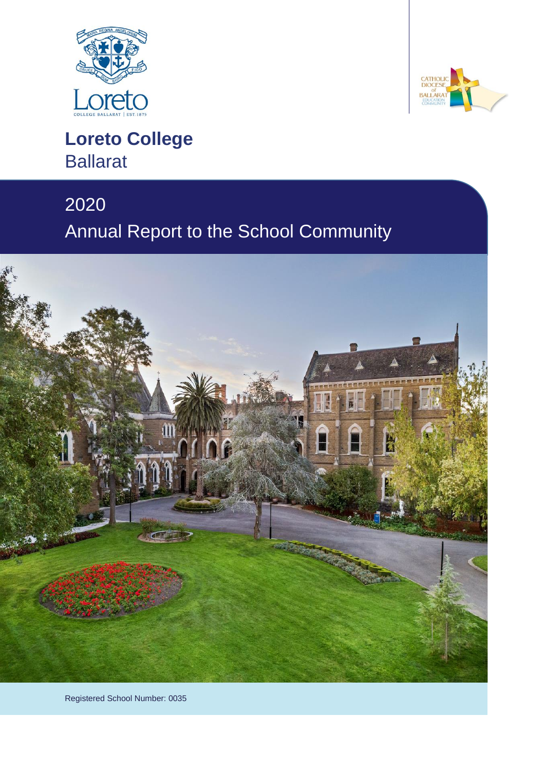# Loreto College

Ballarat

## 2020

## Annual Report to the School Community

Registered School Number: 0035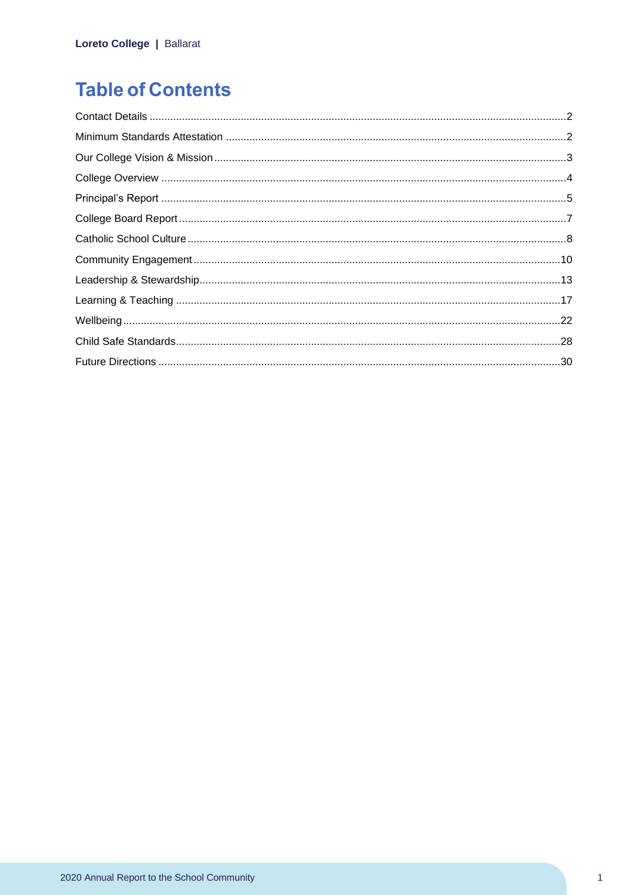# Table of Contents

Contact Details ....................................................................................................................................2
Minimum Standards Attestation ..........................................................................................................2
Our College Vision & Mission ..............................................................................................................3
College Overview ................................................................................................................................4
Principal's Report ................................................................................................................................5
College Board Report ..........................................................................................................................7
Catholic School Culture .......................................................................................................................8
Community Engagement ...................................................................................................................10
Leadership & Stewardship..................................................................................................................13
Learning & Teaching .........................................................................................................................17
Wellbeing ...........................................................................................................................................22
Child Safe Standards..........................................................................................................................28
Future Directions ...............................................................................................................................30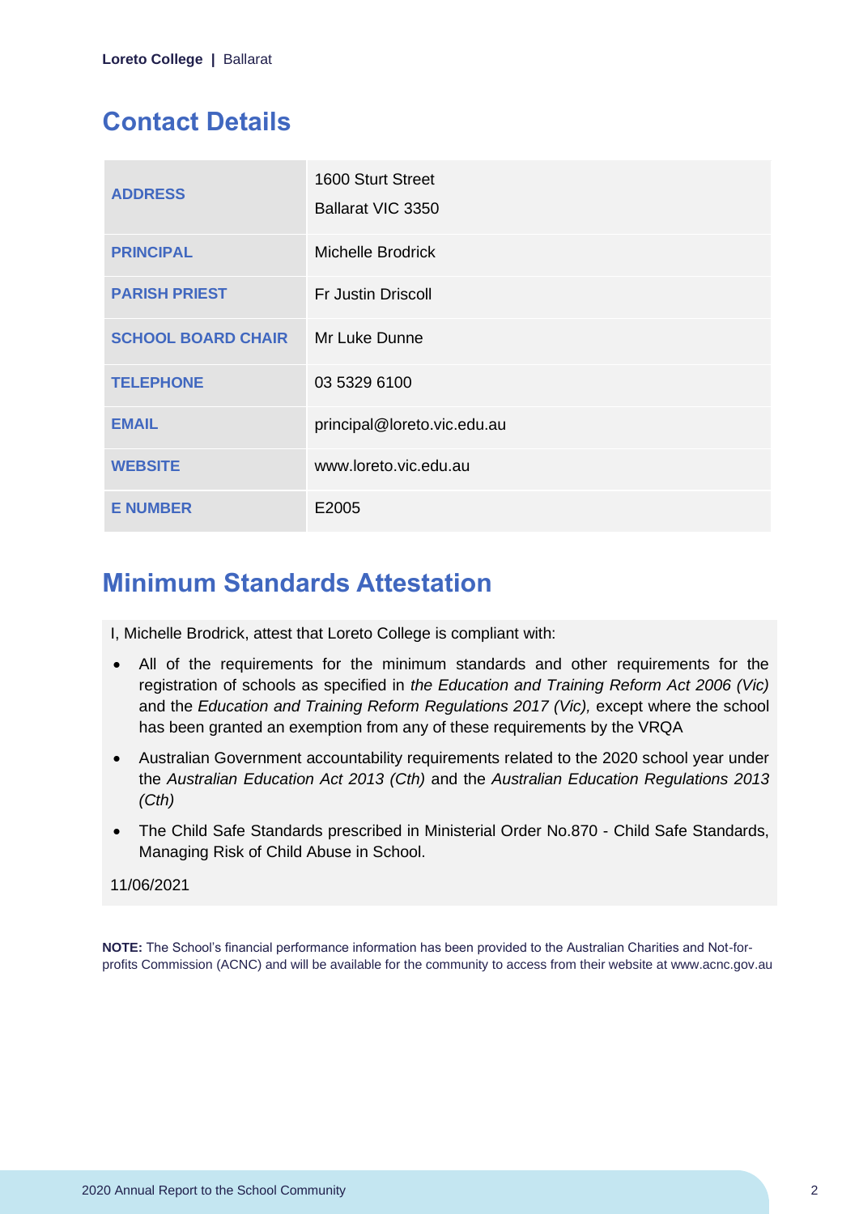## Contact Details

| | |
|---|---|
| **ADDRESS** | 1600 Sturt Street<br>Ballarat VIC 3350 |
| **PRINCIPAL** | Michelle Brodrick |
| **PARISH PRIEST** | Fr Justin Driscoll |
| **SCHOOL BOARD CHAIR** | Mr Luke Dunne |
| **TELEPHONE** | 03 5329 6100 |
| **EMAIL** | principal@loreto.vic.edu.au |
| **WEBSITE** | www.loreto.vic.edu.au |
| **E NUMBER** | E2005 |

## Minimum Standards Attestation

I, Michelle Brodrick, attest that Loreto College is compliant with:

- All of the requirements for the minimum standards and other requirements for the registration of schools as specified in *the Education and Training Reform Act 2006 (Vic)* and the *Education and Training Reform Regulations 2017 (Vic),* except where the school has been granted an exemption from any of these requirements by the VRQA
- Australian Government accountability requirements related to the 2020 school year under the *Australian Education Act 2013 (Cth)* and the *Australian Education Regulations 2013 (Cth)*
- The Child Safe Standards prescribed in Ministerial Order No.870 - Child Safe Standards, Managing Risk of Child Abuse in School.

11/06/2021

**NOTE:** The School's financial performance information has been provided to the Australian Charities and Not-for-profits Commission (ACNC) and will be available for the community to access from their website at www.acnc.gov.au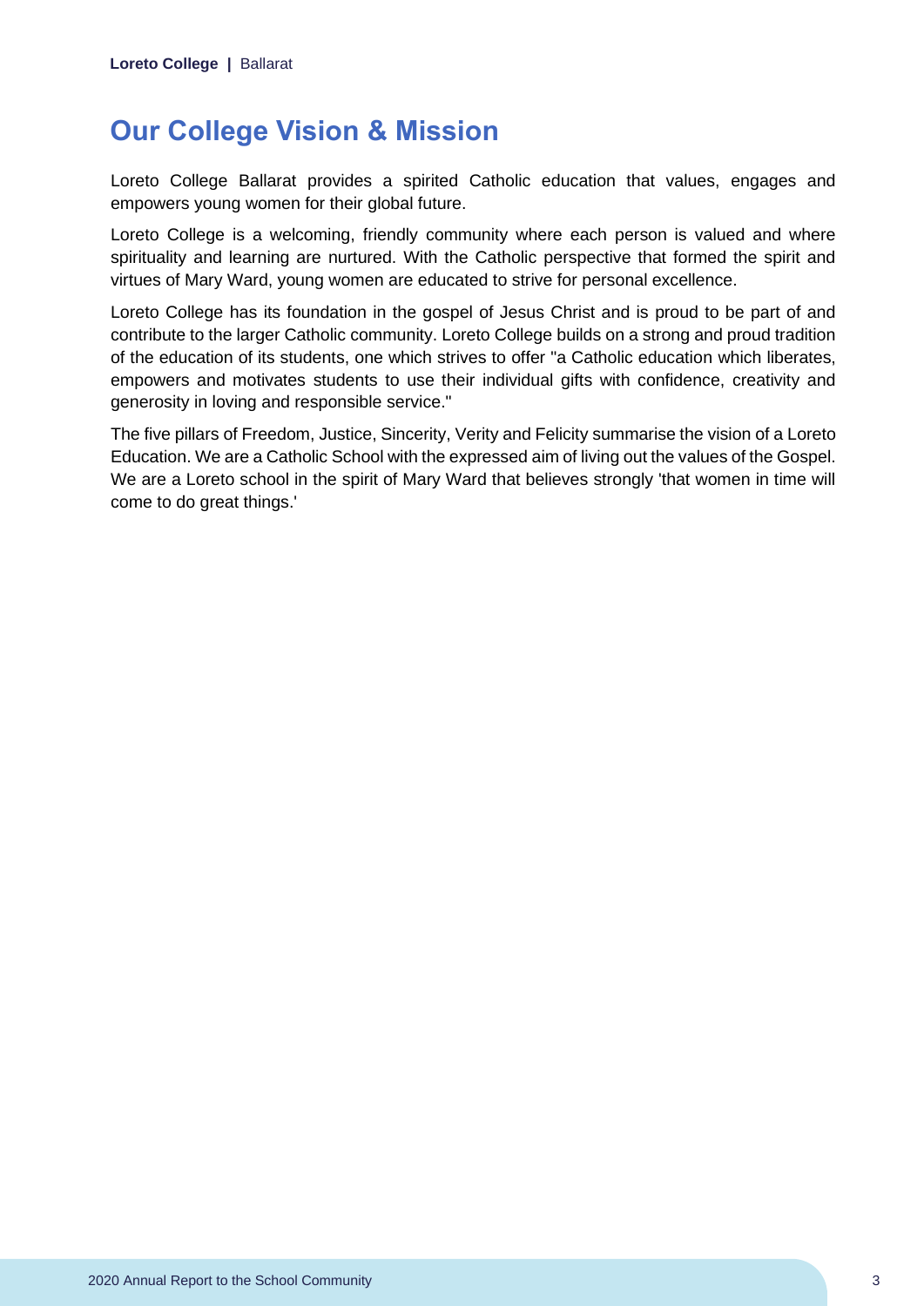## Our College Vision & Mission

Loreto College Ballarat provides a spirited Catholic education that values, engages and empowers young women for their global future.

Loreto College is a welcoming, friendly community where each person is valued and where spirituality and learning are nurtured. With the Catholic perspective that formed the spirit and virtues of Mary Ward, young women are educated to strive for personal excellence.

Loreto College has its foundation in the gospel of Jesus Christ and is proud to be part of and contribute to the larger Catholic community. Loreto College builds on a strong and proud tradition of the education of its students, one which strives to offer "a Catholic education which liberates, empowers and motivates students to use their individual gifts with confidence, creativity and generosity in loving and responsible service."

The five pillars of Freedom, Justice, Sincerity, Verity and Felicity summarise the vision of a Loreto Education. We are a Catholic School with the expressed aim of living out the values of the Gospel. We are a Loreto school in the spirit of Mary Ward that believes strongly 'that women in time will come to do great things.'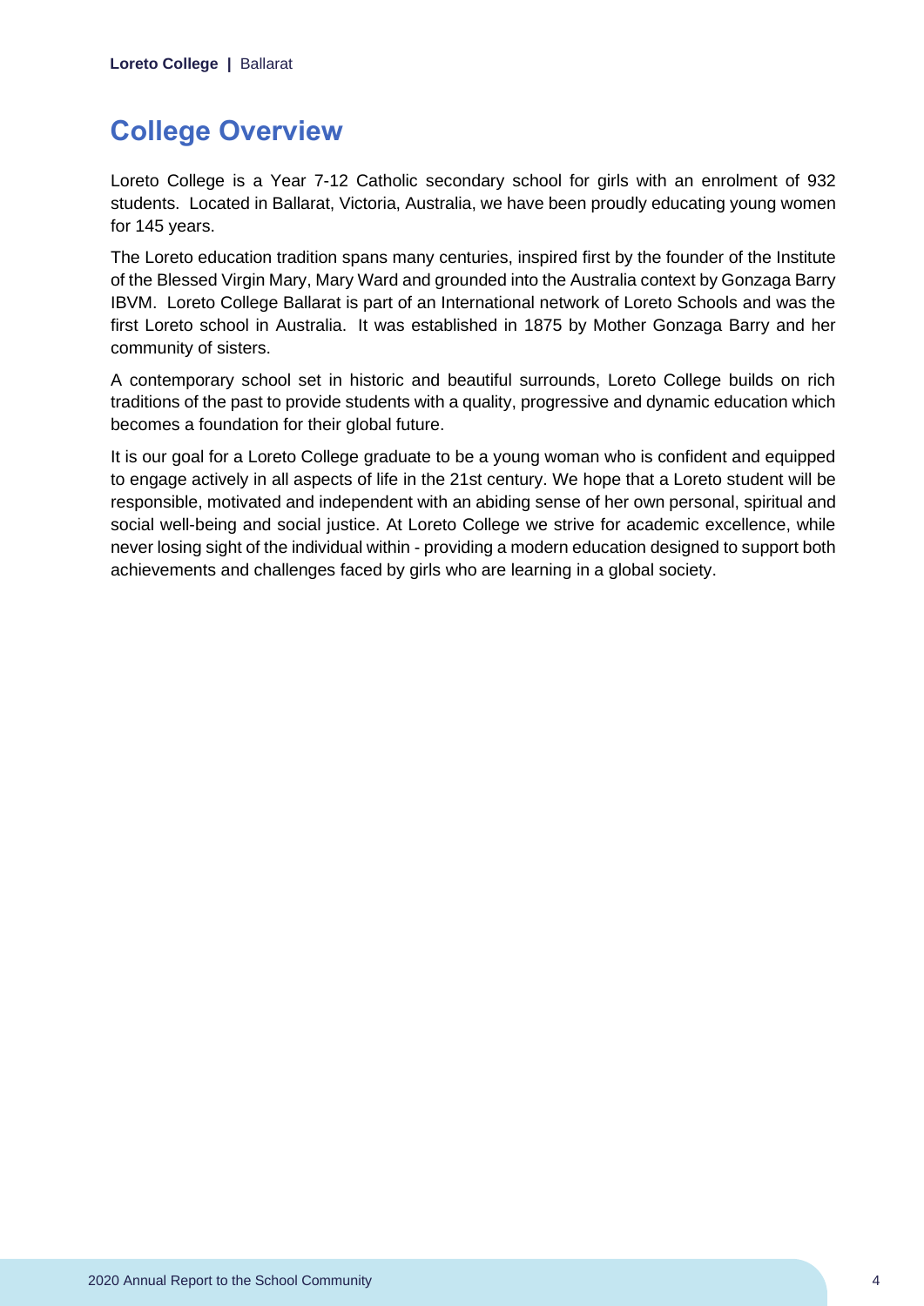## College Overview

Loreto College is a Year 7-12 Catholic secondary school for girls with an enrolment of 932 students. Located in Ballarat, Victoria, Australia, we have been proudly educating young women for 145 years.

The Loreto education tradition spans many centuries, inspired first by the founder of the Institute of the Blessed Virgin Mary, Mary Ward and grounded into the Australia context by Gonzaga Barry IBVM. Loreto College Ballarat is part of an International network of Loreto Schools and was the first Loreto school in Australia. It was established in 1875 by Mother Gonzaga Barry and her community of sisters.

A contemporary school set in historic and beautiful surrounds, Loreto College builds on rich traditions of the past to provide students with a quality, progressive and dynamic education which becomes a foundation for their global future.

It is our goal for a Loreto College graduate to be a young woman who is confident and equipped to engage actively in all aspects of life in the 21st century. We hope that a Loreto student will be responsible, motivated and independent with an abiding sense of her own personal, spiritual and social well-being and social justice. At Loreto College we strive for academic excellence, while never losing sight of the individual within - providing a modern education designed to support both achievements and challenges faced by girls who are learning in a global society.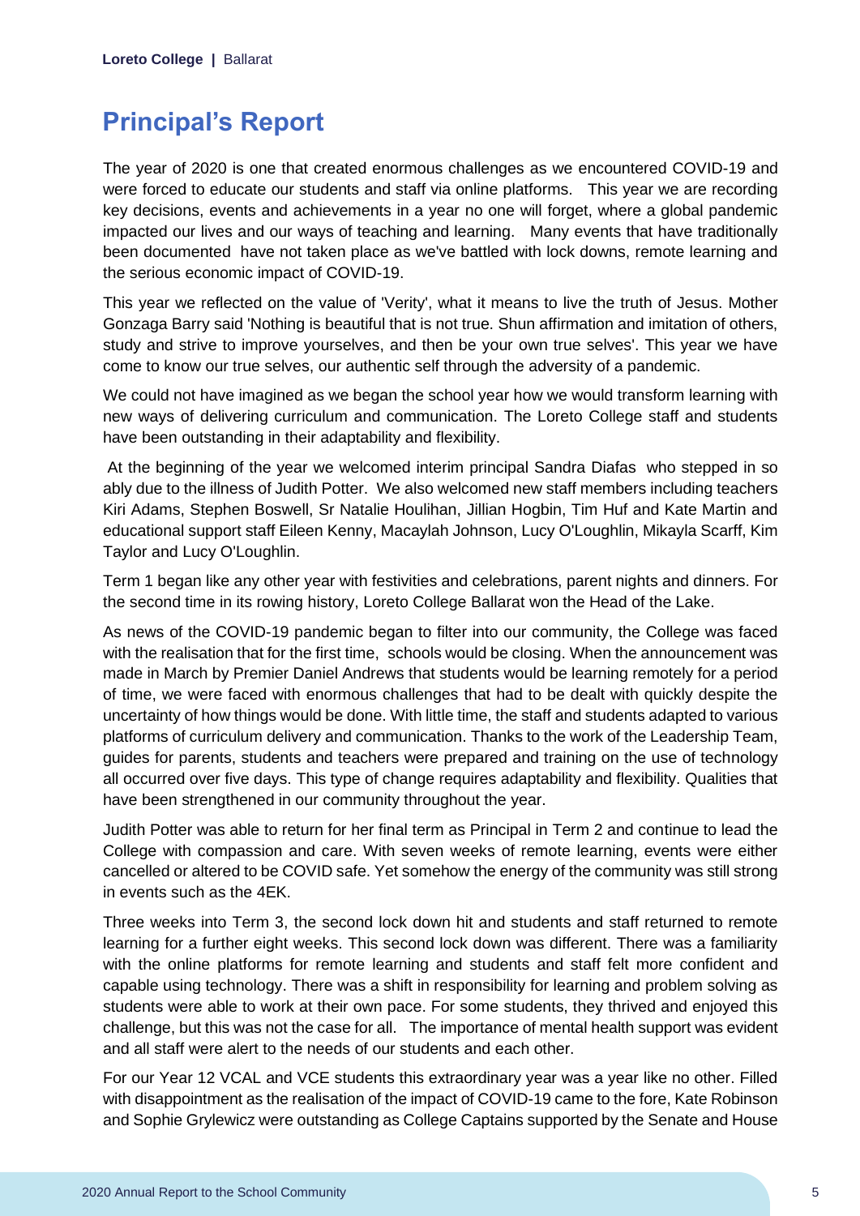# Principal's Report

The year of 2020 is one that created enormous challenges as we encountered COVID-19 and were forced to educate our students and staff via online platforms. This year we are recording key decisions, events and achievements in a year no one will forget, where a global pandemic impacted our lives and our ways of teaching and learning. Many events that have traditionally been documented have not taken place as we've battled with lock downs, remote learning and the serious economic impact of COVID-19.

This year we reflected on the value of 'Verity', what it means to live the truth of Jesus. Mother Gonzaga Barry said 'Nothing is beautiful that is not true. Shun affirmation and imitation of others, study and strive to improve yourselves, and then be your own true selves'. This year we have come to know our true selves, our authentic self through the adversity of a pandemic.

We could not have imagined as we began the school year how we would transform learning with new ways of delivering curriculum and communication. The Loreto College staff and students have been outstanding in their adaptability and flexibility.

At the beginning of the year we welcomed interim principal Sandra Diafas who stepped in so ably due to the illness of Judith Potter. We also welcomed new staff members including teachers Kiri Adams, Stephen Boswell, Sr Natalie Houlihan, Jillian Hogbin, Tim Huf and Kate Martin and educational support staff Eileen Kenny, Macaylah Johnson, Lucy O'Loughlin, Mikayla Scarff, Kim Taylor and Lucy O'Loughlin.

Term 1 began like any other year with festivities and celebrations, parent nights and dinners. For the second time in its rowing history, Loreto College Ballarat won the Head of the Lake.

As news of the COVID-19 pandemic began to filter into our community, the College was faced with the realisation that for the first time, schools would be closing. When the announcement was made in March by Premier Daniel Andrews that students would be learning remotely for a period of time, we were faced with enormous challenges that had to be dealt with quickly despite the uncertainty of how things would be done. With little time, the staff and students adapted to various platforms of curriculum delivery and communication. Thanks to the work of the Leadership Team, guides for parents, students and teachers were prepared and training on the use of technology all occurred over five days. This type of change requires adaptability and flexibility. Qualities that have been strengthened in our community throughout the year.

Judith Potter was able to return for her final term as Principal in Term 2 and continue to lead the College with compassion and care. With seven weeks of remote learning, events were either cancelled or altered to be COVID safe. Yet somehow the energy of the community was still strong in events such as the 4EK.

Three weeks into Term 3, the second lock down hit and students and staff returned to remote learning for a further eight weeks. This second lock down was different. There was a familiarity with the online platforms for remote learning and students and staff felt more confident and capable using technology. There was a shift in responsibility for learning and problem solving as students were able to work at their own pace. For some students, they thrived and enjoyed this challenge, but this was not the case for all. The importance of mental health support was evident and all staff were alert to the needs of our students and each other.

For our Year 12 VCAL and VCE students this extraordinary year was a year like no other. Filled with disappointment as the realisation of the impact of COVID-19 came to the fore, Kate Robinson and Sophie Grylewicz were outstanding as College Captains supported by the Senate and House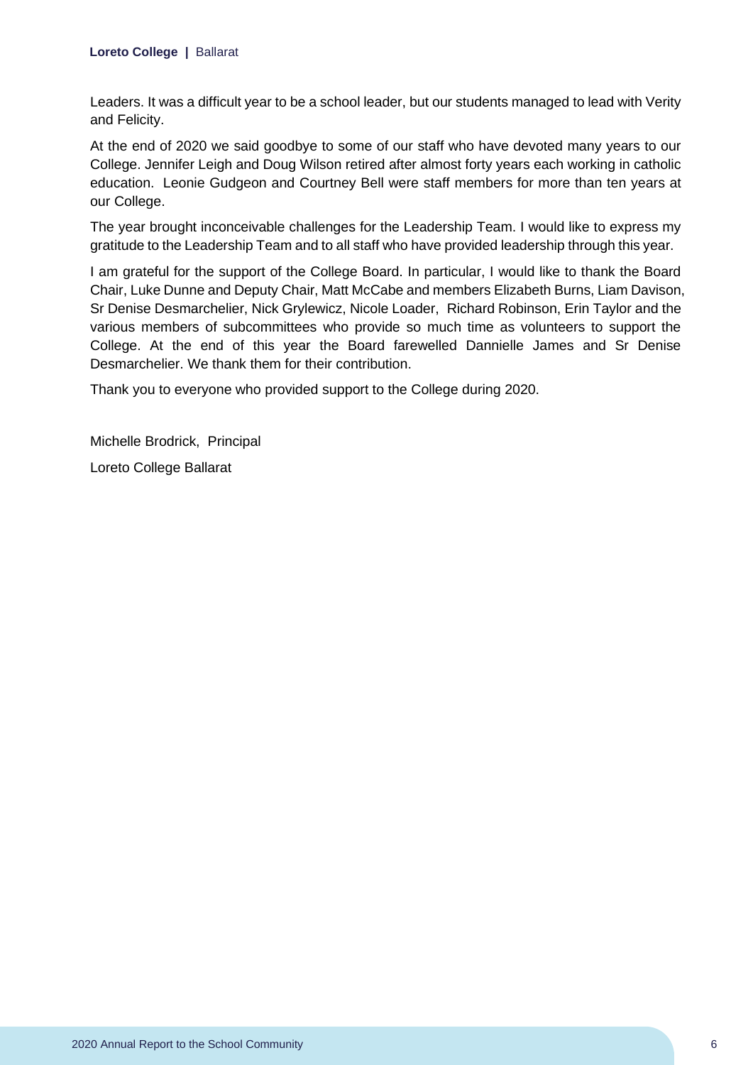Leaders. It was a difficult year to be a school leader, but our students managed to lead with Verity and Felicity.

At the end of 2020 we said goodbye to some of our staff who have devoted many years to our College. Jennifer Leigh and Doug Wilson retired after almost forty years each working in catholic education. Leonie Gudgeon and Courtney Bell were staff members for more than ten years at our College.

The year brought inconceivable challenges for the Leadership Team. I would like to express my gratitude to the Leadership Team and to all staff who have provided leadership through this year.

I am grateful for the support of the College Board. In particular, I would like to thank the Board Chair, Luke Dunne and Deputy Chair, Matt McCabe and members Elizabeth Burns, Liam Davison, Sr Denise Desmarchelier, Nick Grylewicz, Nicole Loader, Richard Robinson, Erin Taylor and the various members of subcommittees who provide so much time as volunteers to support the College. At the end of this year the Board farewelled Dannielle James and Sr Denise Desmarchelier. We thank them for their contribution.

Thank you to everyone who provided support to the College during 2020.

Michelle Brodrick, Principal

Loreto College Ballarat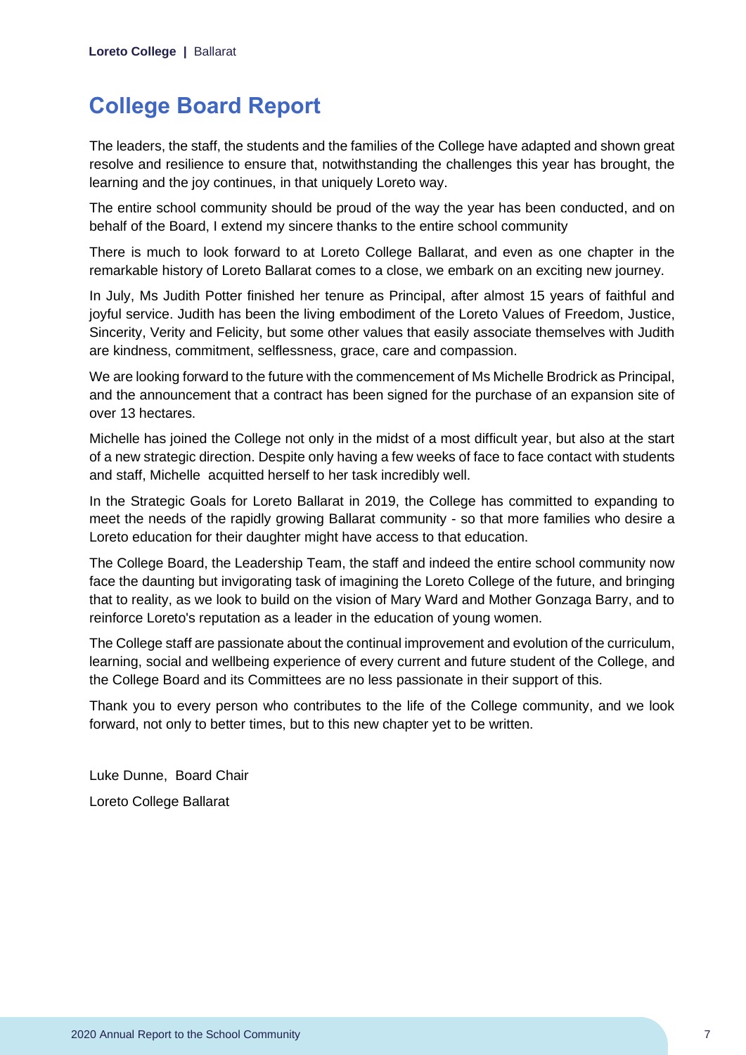# College Board Report

The leaders, the staff, the students and the families of the College have adapted and shown great resolve and resilience to ensure that, notwithstanding the challenges this year has brought, the learning and the joy continues, in that uniquely Loreto way.

The entire school community should be proud of the way the year has been conducted, and on behalf of the Board, I extend my sincere thanks to the entire school community

There is much to look forward to at Loreto College Ballarat, and even as one chapter in the remarkable history of Loreto Ballarat comes to a close, we embark on an exciting new journey.

In July, Ms Judith Potter finished her tenure as Principal, after almost 15 years of faithful and joyful service. Judith has been the living embodiment of the Loreto Values of Freedom, Justice, Sincerity, Verity and Felicity, but some other values that easily associate themselves with Judith are kindness, commitment, selflessness, grace, care and compassion.

We are looking forward to the future with the commencement of Ms Michelle Brodrick as Principal, and the announcement that a contract has been signed for the purchase of an expansion site of over 13 hectares.

Michelle has joined the College not only in the midst of a most difficult year, but also at the start of a new strategic direction. Despite only having a few weeks of face to face contact with students and staff, Michelle acquitted herself to her task incredibly well.

In the Strategic Goals for Loreto Ballarat in 2019, the College has committed to expanding to meet the needs of the rapidly growing Ballarat community - so that more families who desire a Loreto education for their daughter might have access to that education.

The College Board, the Leadership Team, the staff and indeed the entire school community now face the daunting but invigorating task of imagining the Loreto College of the future, and bringing that to reality, as we look to build on the vision of Mary Ward and Mother Gonzaga Barry, and to reinforce Loreto's reputation as a leader in the education of young women.

The College staff are passionate about the continual improvement and evolution of the curriculum, learning, social and wellbeing experience of every current and future student of the College, and the College Board and its Committees are no less passionate in their support of this.

Thank you to every person who contributes to the life of the College community, and we look forward, not only to better times, but to this new chapter yet to be written.

Luke Dunne, Board Chair

Loreto College Ballarat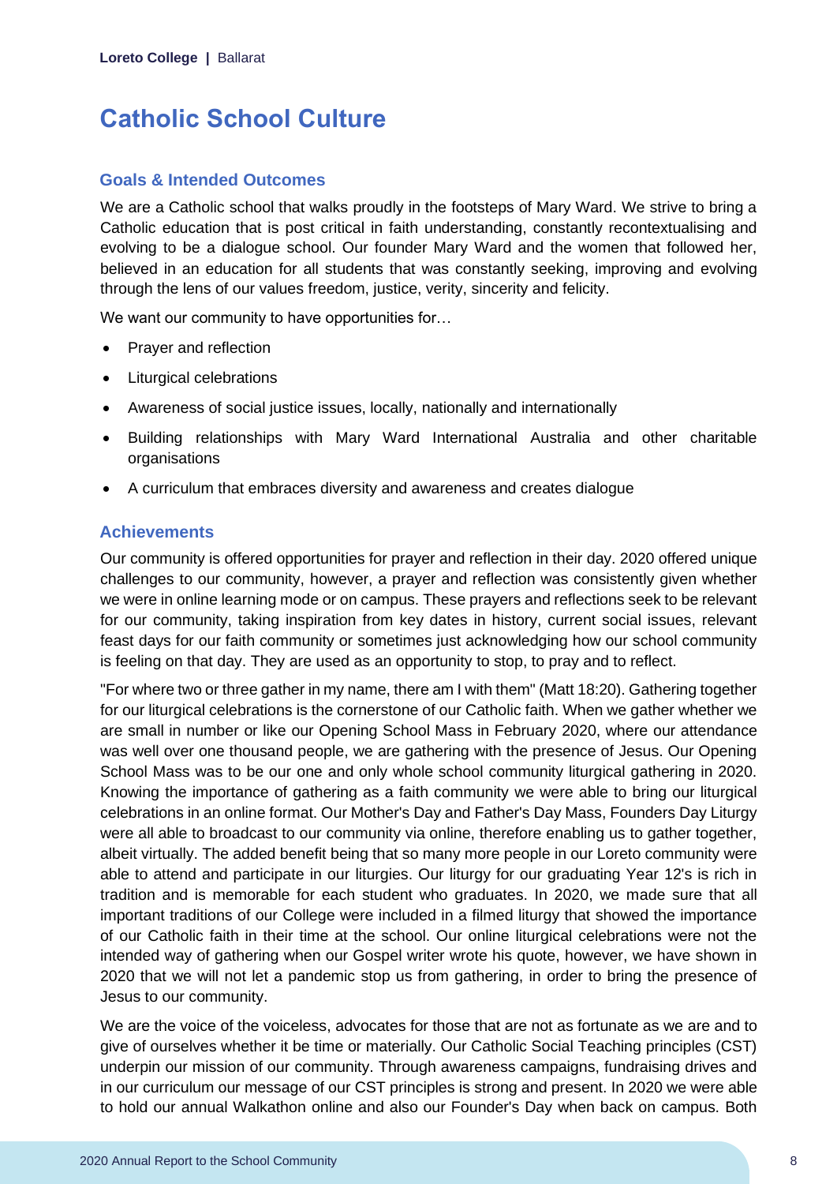# Catholic School Culture

## Goals & Intended Outcomes

We are a Catholic school that walks proudly in the footsteps of Mary Ward. We strive to bring a Catholic education that is post critical in faith understanding, constantly recontextualising and evolving to be a dialogue school. Our founder Mary Ward and the women that followed her, believed in an education for all students that was constantly seeking, improving and evolving through the lens of our values freedom, justice, verity, sincerity and felicity.

We want our community to have opportunities for…

- Prayer and reflection
- Liturgical celebrations
- Awareness of social justice issues, locally, nationally and internationally
- Building relationships with Mary Ward International Australia and other charitable organisations
- A curriculum that embraces diversity and awareness and creates dialogue

## Achievements

Our community is offered opportunities for prayer and reflection in their day. 2020 offered unique challenges to our community, however, a prayer and reflection was consistently given whether we were in online learning mode or on campus. These prayers and reflections seek to be relevant for our community, taking inspiration from key dates in history, current social issues, relevant feast days for our faith community or sometimes just acknowledging how our school community is feeling on that day. They are used as an opportunity to stop, to pray and to reflect.

"For where two or three gather in my name, there am I with them" (Matt 18:20). Gathering together for our liturgical celebrations is the cornerstone of our Catholic faith. When we gather whether we are small in number or like our Opening School Mass in February 2020, where our attendance was well over one thousand people, we are gathering with the presence of Jesus. Our Opening School Mass was to be our one and only whole school community liturgical gathering in 2020. Knowing the importance of gathering as a faith community we were able to bring our liturgical celebrations in an online format. Our Mother's Day and Father's Day Mass, Founders Day Liturgy were all able to broadcast to our community via online, therefore enabling us to gather together, albeit virtually. The added benefit being that so many more people in our Loreto community were able to attend and participate in our liturgies. Our liturgy for our graduating Year 12's is rich in tradition and is memorable for each student who graduates. In 2020, we made sure that all important traditions of our College were included in a filmed liturgy that showed the importance of our Catholic faith in their time at the school. Our online liturgical celebrations were not the intended way of gathering when our Gospel writer wrote his quote, however, we have shown in 2020 that we will not let a pandemic stop us from gathering, in order to bring the presence of Jesus to our community.

We are the voice of the voiceless, advocates for those that are not as fortunate as we are and to give of ourselves whether it be time or materially. Our Catholic Social Teaching principles (CST) underpin our mission of our community. Through awareness campaigns, fundraising drives and in our curriculum our message of our CST principles is strong and present. In 2020 we were able to hold our annual Walkathon online and also our Founder's Day when back on campus. Both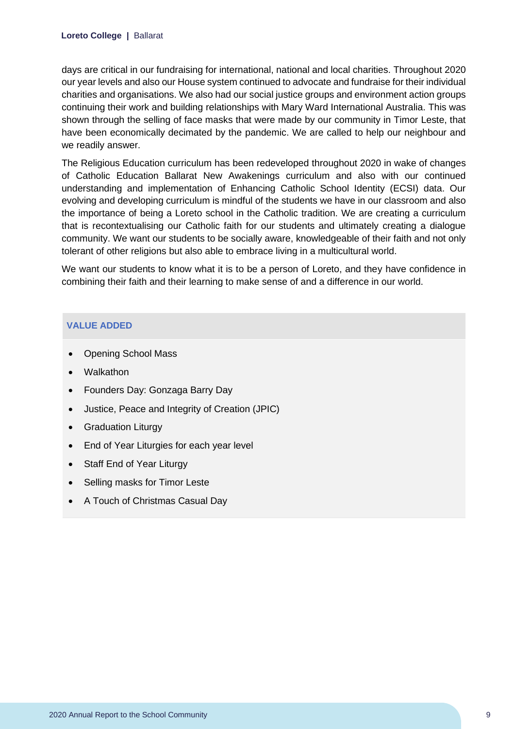days are critical in our fundraising for international, national and local charities. Throughout 2020 our year levels and also our House system continued to advocate and fundraise for their individual charities and organisations. We also had our social justice groups and environment action groups continuing their work and building relationships with Mary Ward International Australia. This was shown through the selling of face masks that were made by our community in Timor Leste, that have been economically decimated by the pandemic. We are called to help our neighbour and we readily answer.

The Religious Education curriculum has been redeveloped throughout 2020 in wake of changes of Catholic Education Ballarat New Awakenings curriculum and also with our continued understanding and implementation of Enhancing Catholic School Identity (ECSI) data. Our evolving and developing curriculum is mindful of the students we have in our classroom and also the importance of being a Loreto school in the Catholic tradition. We are creating a curriculum that is recontextualising our Catholic faith for our students and ultimately creating a dialogue community. We want our students to be socially aware, knowledgeable of their faith and not only tolerant of other religions but also able to embrace living in a multicultural world.

We want our students to know what it is to be a person of Loreto, and they have confidence in combining their faith and their learning to make sense of and a difference in our world.

### VALUE ADDED

- Opening School Mass
- Walkathon
- Founders Day: Gonzaga Barry Day
- Justice, Peace and Integrity of Creation (JPIC)
- Graduation Liturgy
- End of Year Liturgies for each year level
- Staff End of Year Liturgy
- Selling masks for Timor Leste
- A Touch of Christmas Casual Day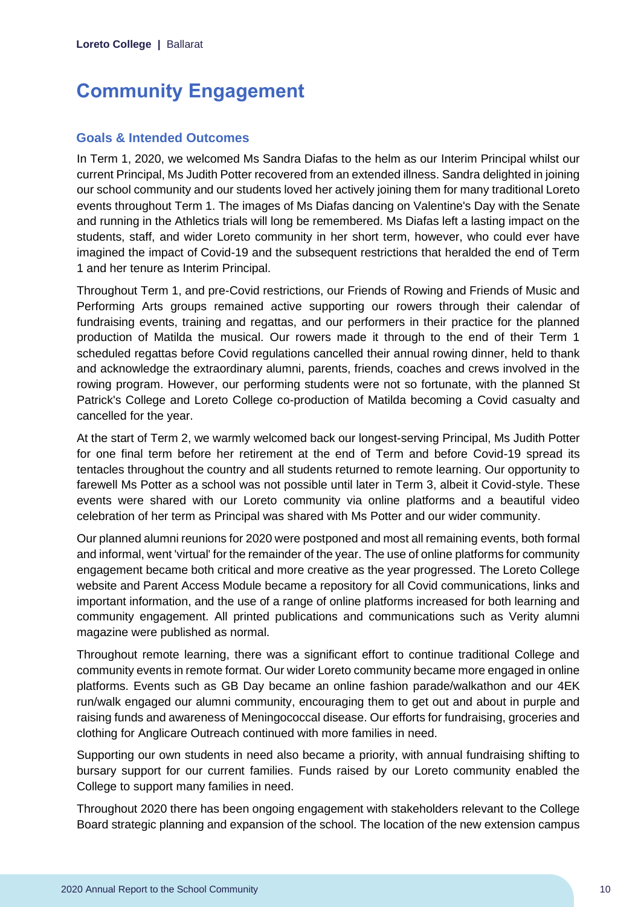# Community Engagement

## Goals & Intended Outcomes

In Term 1, 2020, we welcomed Ms Sandra Diafas to the helm as our Interim Principal whilst our current Principal, Ms Judith Potter recovered from an extended illness. Sandra delighted in joining our school community and our students loved her actively joining them for many traditional Loreto events throughout Term 1. The images of Ms Diafas dancing on Valentine's Day with the Senate and running in the Athletics trials will long be remembered. Ms Diafas left a lasting impact on the students, staff, and wider Loreto community in her short term, however, who could ever have imagined the impact of Covid-19 and the subsequent restrictions that heralded the end of Term 1 and her tenure as Interim Principal.

Throughout Term 1, and pre-Covid restrictions, our Friends of Rowing and Friends of Music and Performing Arts groups remained active supporting our rowers through their calendar of fundraising events, training and regattas, and our performers in their practice for the planned production of Matilda the musical. Our rowers made it through to the end of their Term 1 scheduled regattas before Covid regulations cancelled their annual rowing dinner, held to thank and acknowledge the extraordinary alumni, parents, friends, coaches and crews involved in the rowing program. However, our performing students were not so fortunate, with the planned St Patrick's College and Loreto College co-production of Matilda becoming a Covid casualty and cancelled for the year.

At the start of Term 2, we warmly welcomed back our longest-serving Principal, Ms Judith Potter for one final term before her retirement at the end of Term and before Covid-19 spread its tentacles throughout the country and all students returned to remote learning. Our opportunity to farewell Ms Potter as a school was not possible until later in Term 3, albeit it Covid-style. These events were shared with our Loreto community via online platforms and a beautiful video celebration of her term as Principal was shared with Ms Potter and our wider community.

Our planned alumni reunions for 2020 were postponed and most all remaining events, both formal and informal, went 'virtual' for the remainder of the year. The use of online platforms for community engagement became both critical and more creative as the year progressed. The Loreto College website and Parent Access Module became a repository for all Covid communications, links and important information, and the use of a range of online platforms increased for both learning and community engagement. All printed publications and communications such as Verity alumni magazine were published as normal.

Throughout remote learning, there was a significant effort to continue traditional College and community events in remote format. Our wider Loreto community became more engaged in online platforms. Events such as GB Day became an online fashion parade/walkathon and our 4EK run/walk engaged our alumni community, encouraging them to get out and about in purple and raising funds and awareness of Meningococcal disease. Our efforts for fundraising, groceries and clothing for Anglicare Outreach continued with more families in need.

Supporting our own students in need also became a priority, with annual fundraising shifting to bursary support for our current families. Funds raised by our Loreto community enabled the College to support many families in need.

Throughout 2020 there has been ongoing engagement with stakeholders relevant to the College Board strategic planning and expansion of the school. The location of the new extension campus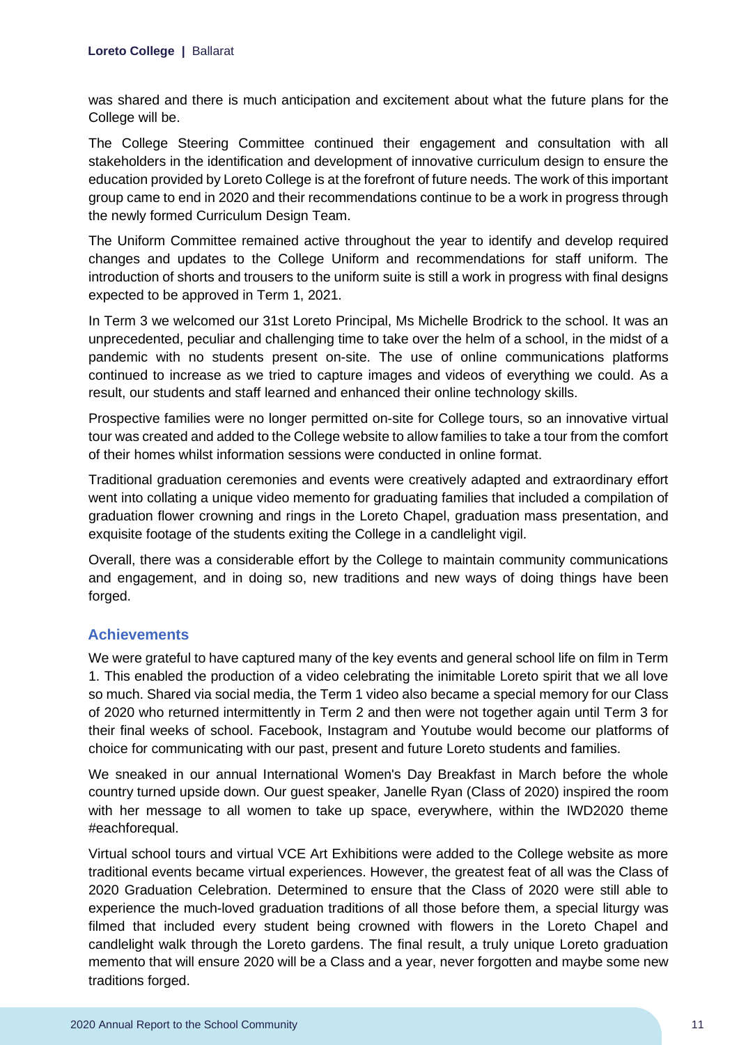was shared and there is much anticipation and excitement about what the future plans for the College will be.

The College Steering Committee continued their engagement and consultation with all stakeholders in the identification and development of innovative curriculum design to ensure the education provided by Loreto College is at the forefront of future needs. The work of this important group came to end in 2020 and their recommendations continue to be a work in progress through the newly formed Curriculum Design Team.

The Uniform Committee remained active throughout the year to identify and develop required changes and updates to the College Uniform and recommendations for staff uniform. The introduction of shorts and trousers to the uniform suite is still a work in progress with final designs expected to be approved in Term 1, 2021.

In Term 3 we welcomed our 31st Loreto Principal, Ms Michelle Brodrick to the school. It was an unprecedented, peculiar and challenging time to take over the helm of a school, in the midst of a pandemic with no students present on-site. The use of online communications platforms continued to increase as we tried to capture images and videos of everything we could. As a result, our students and staff learned and enhanced their online technology skills.

Prospective families were no longer permitted on-site for College tours, so an innovative virtual tour was created and added to the College website to allow families to take a tour from the comfort of their homes whilst information sessions were conducted in online format.

Traditional graduation ceremonies and events were creatively adapted and extraordinary effort went into collating a unique video memento for graduating families that included a compilation of graduation flower crowning and rings in the Loreto Chapel, graduation mass presentation, and exquisite footage of the students exiting the College in a candlelight vigil.

Overall, there was a considerable effort by the College to maintain community communications and engagement, and in doing so, new traditions and new ways of doing things have been forged.

## Achievements

We were grateful to have captured many of the key events and general school life on film in Term 1. This enabled the production of a video celebrating the inimitable Loreto spirit that we all love so much. Shared via social media, the Term 1 video also became a special memory for our Class of 2020 who returned intermittently in Term 2 and then were not together again until Term 3 for their final weeks of school. Facebook, Instagram and Youtube would become our platforms of choice for communicating with our past, present and future Loreto students and families.

We sneaked in our annual International Women's Day Breakfast in March before the whole country turned upside down. Our guest speaker, Janelle Ryan (Class of 2020) inspired the room with her message to all women to take up space, everywhere, within the IWD2020 theme #eachforequal.

Virtual school tours and virtual VCE Art Exhibitions were added to the College website as more traditional events became virtual experiences. However, the greatest feat of all was the Class of 2020 Graduation Celebration. Determined to ensure that the Class of 2020 were still able to experience the much-loved graduation traditions of all those before them, a special liturgy was filmed that included every student being crowned with flowers in the Loreto Chapel and candlelight walk through the Loreto gardens. The final result, a truly unique Loreto graduation memento that will ensure 2020 will be a Class and a year, never forgotten and maybe some new traditions forged.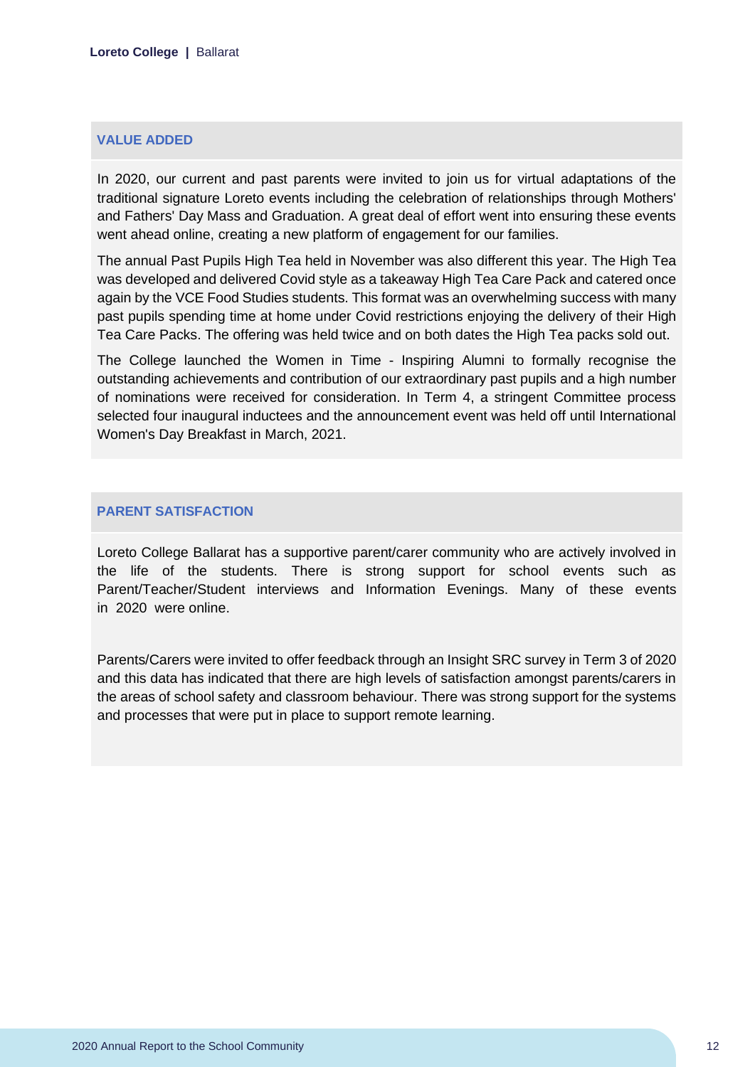## VALUE ADDED

In 2020, our current and past parents were invited to join us for virtual adaptations of the traditional signature Loreto events including the celebration of relationships through Mothers' and Fathers' Day Mass and Graduation. A great deal of effort went into ensuring these events went ahead online, creating a new platform of engagement for our families.

The annual Past Pupils High Tea held in November was also different this year. The High Tea was developed and delivered Covid style as a takeaway High Tea Care Pack and catered once again by the VCE Food Studies students. This format was an overwhelming success with many past pupils spending time at home under Covid restrictions enjoying the delivery of their High Tea Care Packs. The offering was held twice and on both dates the High Tea packs sold out.

The College launched the Women in Time - Inspiring Alumni to formally recognise the outstanding achievements and contribution of our extraordinary past pupils and a high number of nominations were received for consideration. In Term 4, a stringent Committee process selected four inaugural inductees and the announcement event was held off until International Women's Day Breakfast in March, 2021.

## PARENT SATISFACTION

Loreto College Ballarat has a supportive parent/carer community who are actively involved in the life of the students. There is strong support for school events such as Parent/Teacher/Student interviews and Information Evenings. Many of these events in 2020 were online.

Parents/Carers were invited to offer feedback through an Insight SRC survey in Term 3 of 2020 and this data has indicated that there are high levels of satisfaction amongst parents/carers in the areas of school safety and classroom behaviour. There was strong support for the systems and processes that were put in place to support remote learning.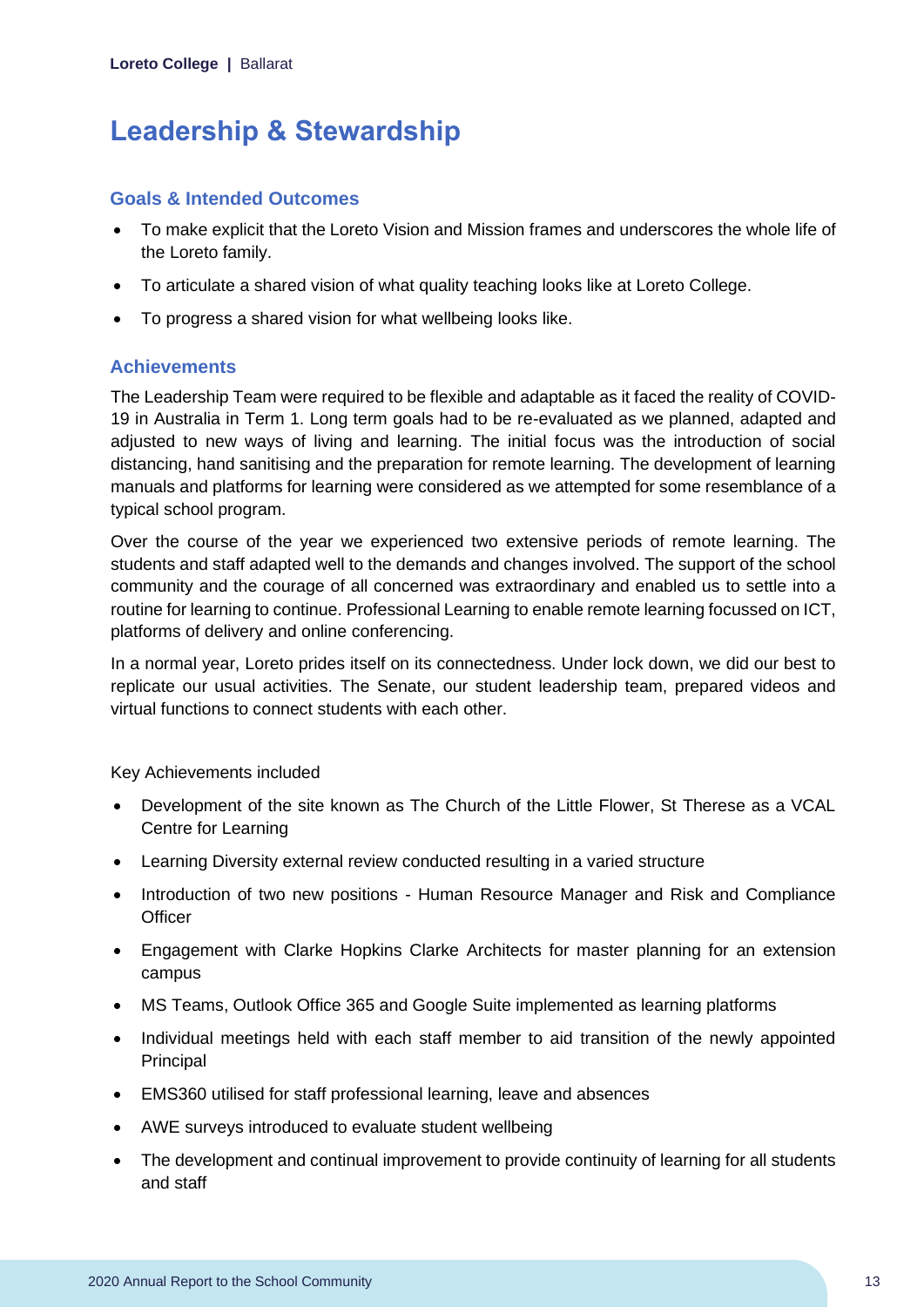# Leadership & Stewardship

## Goals & Intended Outcomes

- To make explicit that the Loreto Vision and Mission frames and underscores the whole life of the Loreto family.
- To articulate a shared vision of what quality teaching looks like at Loreto College.
- To progress a shared vision for what wellbeing looks like.

## Achievements

The Leadership Team were required to be flexible and adaptable as it faced the reality of COVID-19 in Australia in Term 1. Long term goals had to be re-evaluated as we planned, adapted and adjusted to new ways of living and learning. The initial focus was the introduction of social distancing, hand sanitising and the preparation for remote learning. The development of learning manuals and platforms for learning were considered as we attempted for some resemblance of a typical school program.

Over the course of the year we experienced two extensive periods of remote learning. The students and staff adapted well to the demands and changes involved. The support of the school community and the courage of all concerned was extraordinary and enabled us to settle into a routine for learning to continue. Professional Learning to enable remote learning focussed on ICT, platforms of delivery and online conferencing.

In a normal year, Loreto prides itself on its connectedness. Under lock down, we did our best to replicate our usual activities. The Senate, our student leadership team, prepared videos and virtual functions to connect students with each other.

Key Achievements included

- Development of the site known as The Church of the Little Flower, St Therese as a VCAL Centre for Learning
- Learning Diversity external review conducted resulting in a varied structure
- Introduction of two new positions - Human Resource Manager and Risk and Compliance Officer
- Engagement with Clarke Hopkins Clarke Architects for master planning for an extension campus
- MS Teams, Outlook Office 365 and Google Suite implemented as learning platforms
- Individual meetings held with each staff member to aid transition of the newly appointed Principal
- EMS360 utilised for staff professional learning, leave and absences
- AWE surveys introduced to evaluate student wellbeing
- The development and continual improvement to provide continuity of learning for all students and staff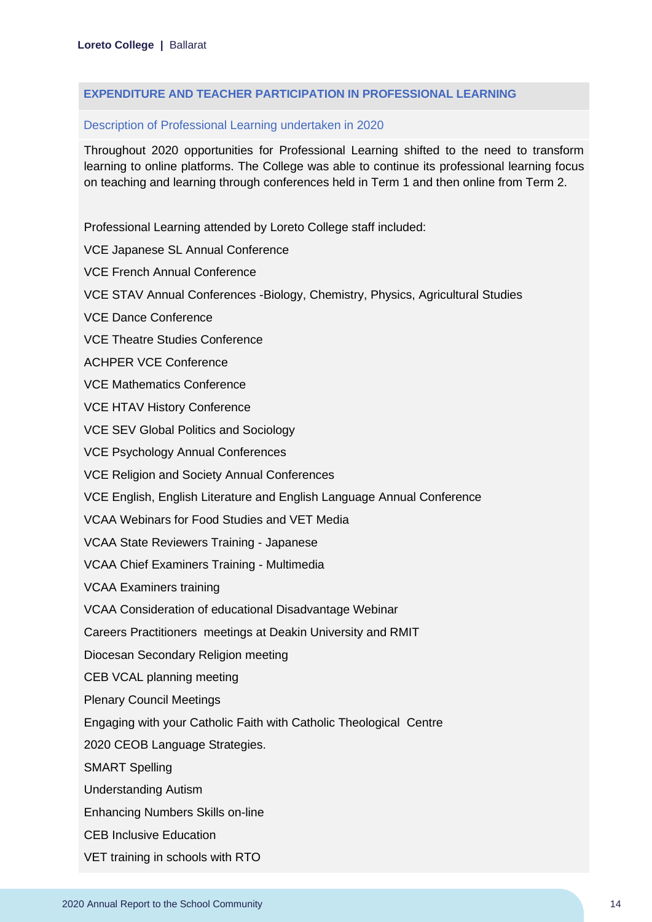## EXPENDITURE AND TEACHER PARTICIPATION IN PROFESSIONAL LEARNING

### Description of Professional Learning undertaken in 2020

Throughout 2020 opportunities for Professional Learning shifted to the need to transform learning to online platforms. The College was able to continue its professional learning focus on teaching and learning through conferences held in Term 1 and then online from Term 2.

Professional Learning attended by Loreto College staff included:

VCE Japanese SL Annual Conference

VCE French Annual Conference

VCE STAV Annual Conferences -Biology, Chemistry, Physics, Agricultural Studies

VCE Dance Conference

VCE Theatre Studies Conference

ACHPER VCE Conference

VCE Mathematics Conference

VCE HTAV History Conference

VCE SEV Global Politics and Sociology

VCE Psychology Annual Conferences

VCE Religion and Society Annual Conferences

VCE English, English Literature and English Language Annual Conference

VCAA Webinars for Food Studies and VET Media

VCAA State Reviewers Training - Japanese

VCAA Chief Examiners Training - Multimedia

VCAA Examiners training

VCAA Consideration of educational Disadvantage Webinar

Careers Practitioners meetings at Deakin University and RMIT

Diocesan Secondary Religion meeting

CEB VCAL planning meeting

Plenary Council Meetings

Engaging with your Catholic Faith with Catholic Theological Centre

2020 CEOB Language Strategies.

SMART Spelling

Understanding Autism

Enhancing Numbers Skills on-line

CEB Inclusive Education

VET training in schools with RTO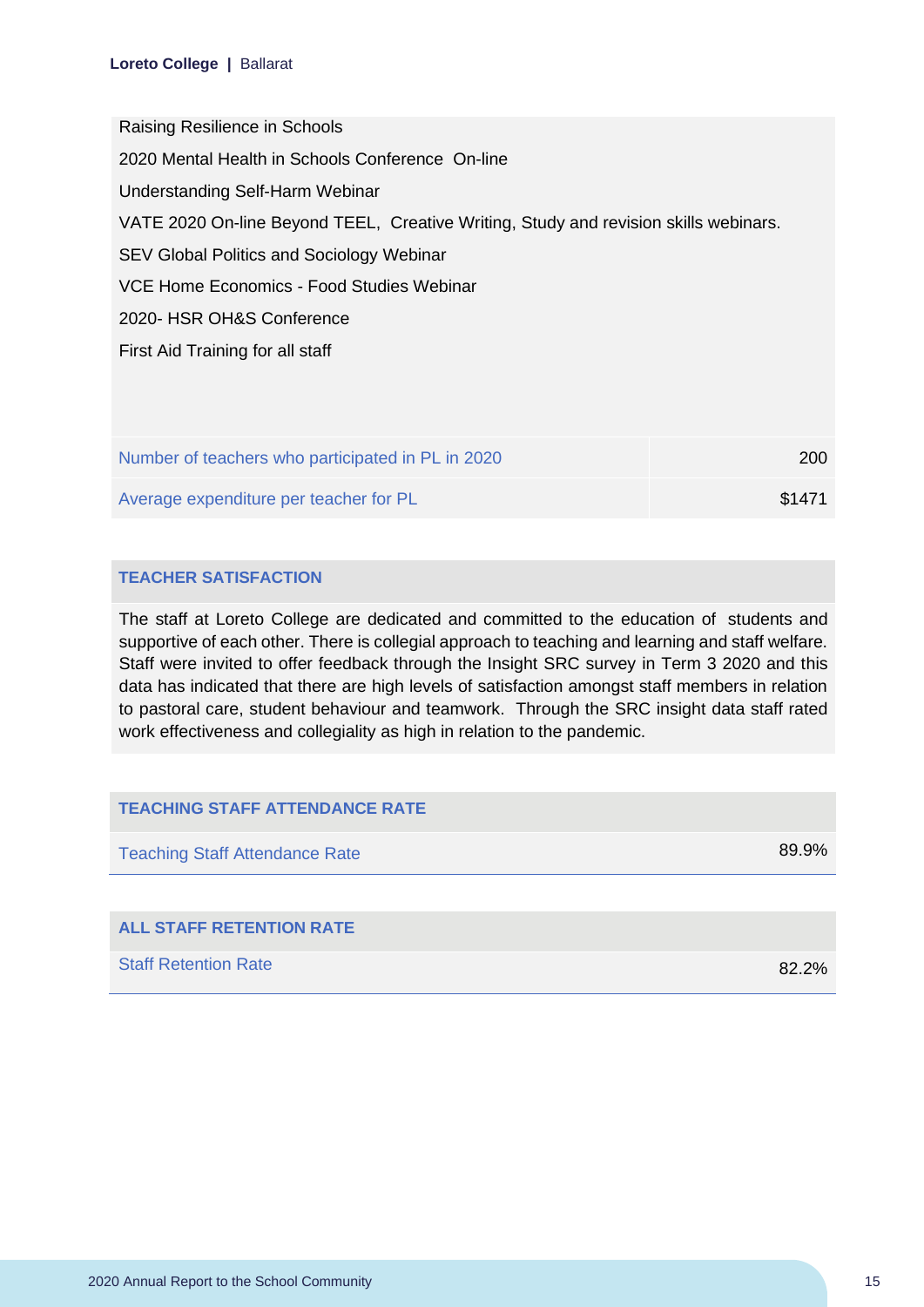Raising Resilience in Schools

2020 Mental Health in Schools Conference On-line

Understanding Self-Harm Webinar

VATE 2020 On-line Beyond TEEL, Creative Writing, Study and revision skills webinars.

SEV Global Politics and Sociology Webinar

VCE Home Economics - Food Studies Webinar

2020- HSR OH&S Conference

First Aid Training for all staff

| | |
|---|---|
| Number of teachers who participated in PL in 2020 | 200 |
| Average expenditure per teacher for PL | $1471 |

## TEACHER SATISFACTION

The staff at Loreto College are dedicated and committed to the education of students and supportive of each other. There is collegial approach to teaching and learning and staff welfare. Staff were invited to offer feedback through the Insight SRC survey in Term 3 2020 and this data has indicated that there are high levels of satisfaction amongst staff members in relation to pastoral care, student behaviour and teamwork. Through the SRC insight data staff rated work effectiveness and collegiality as high in relation to the pandemic.

## TEACHING STAFF ATTENDANCE RATE

| | |
|---|---|
| Teaching Staff Attendance Rate | 89.9% |

## ALL STAFF RETENTION RATE

| | |
|---|---|
| Staff Retention Rate | 82.2% |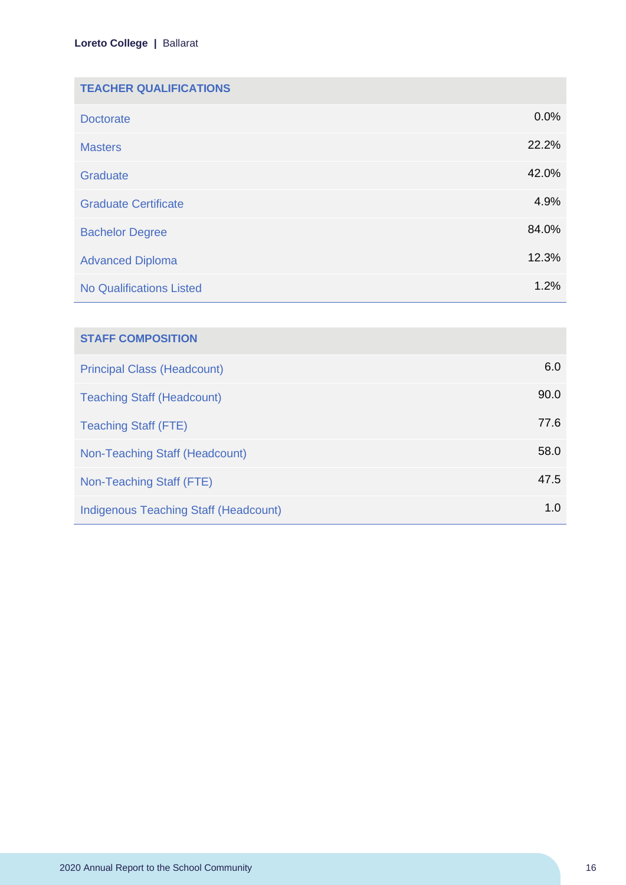| TEACHER QUALIFICATIONS | |
| --- | --- |
| Doctorate | 0.0% |
| Masters | 22.2% |
| Graduate | 42.0% |
| Graduate Certificate | 4.9% |
| Bachelor Degree | 84.0% |
| Advanced Diploma | 12.3% |
| No Qualifications Listed | 1.2% |

| STAFF COMPOSITION | |
| --- | --- |
| Principal Class (Headcount) | 6.0 |
| Teaching Staff (Headcount) | 90.0 |
| Teaching Staff (FTE) | 77.6 |
| Non-Teaching Staff (Headcount) | 58.0 |
| Non-Teaching Staff (FTE) | 47.5 |
| Indigenous Teaching Staff (Headcount) | 1.0 |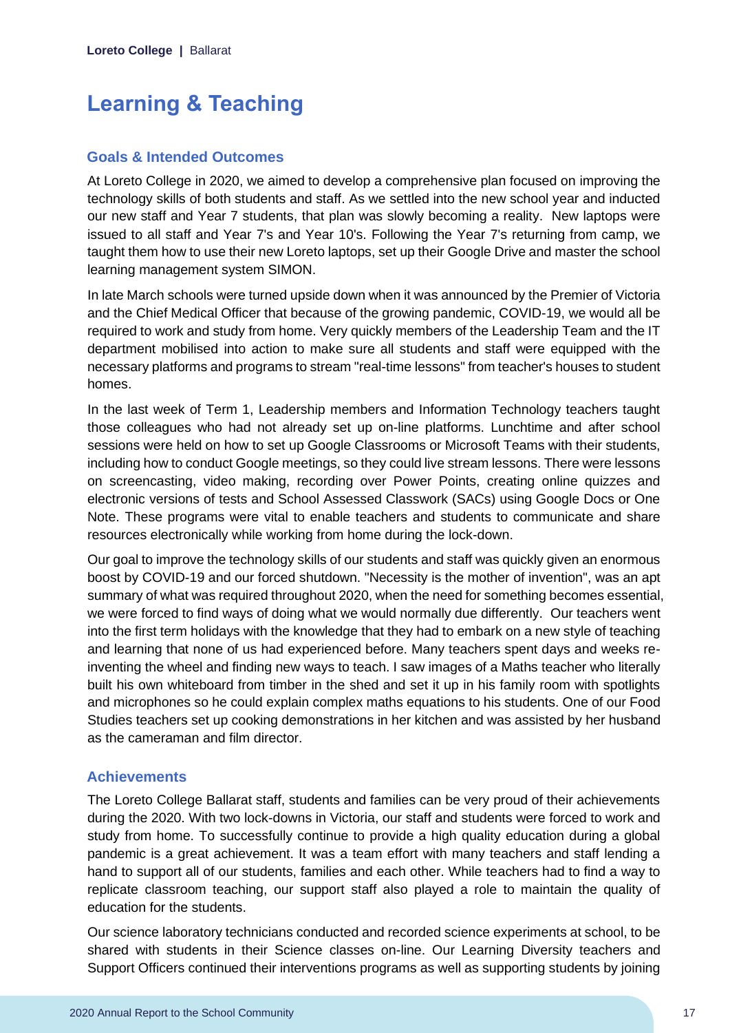# Learning & Teaching

## Goals & Intended Outcomes

At Loreto College in 2020, we aimed to develop a comprehensive plan focused on improving the technology skills of both students and staff. As we settled into the new school year and inducted our new staff and Year 7 students, that plan was slowly becoming a reality. New laptops were issued to all staff and Year 7's and Year 10's. Following the Year 7's returning from camp, we taught them how to use their new Loreto laptops, set up their Google Drive and master the school learning management system SIMON.

In late March schools were turned upside down when it was announced by the Premier of Victoria and the Chief Medical Officer that because of the growing pandemic, COVID-19, we would all be required to work and study from home. Very quickly members of the Leadership Team and the IT department mobilised into action to make sure all students and staff were equipped with the necessary platforms and programs to stream "real-time lessons" from teacher's houses to student homes.

In the last week of Term 1, Leadership members and Information Technology teachers taught those colleagues who had not already set up on-line platforms. Lunchtime and after school sessions were held on how to set up Google Classrooms or Microsoft Teams with their students, including how to conduct Google meetings, so they could live stream lessons. There were lessons on screencasting, video making, recording over Power Points, creating online quizzes and electronic versions of tests and School Assessed Classwork (SACs) using Google Docs or One Note. These programs were vital to enable teachers and students to communicate and share resources electronically while working from home during the lock-down.

Our goal to improve the technology skills of our students and staff was quickly given an enormous boost by COVID-19 and our forced shutdown. "Necessity is the mother of invention", was an apt summary of what was required throughout 2020, when the need for something becomes essential, we were forced to find ways of doing what we would normally due differently. Our teachers went into the first term holidays with the knowledge that they had to embark on a new style of teaching and learning that none of us had experienced before. Many teachers spent days and weeks re-inventing the wheel and finding new ways to teach. I saw images of a Maths teacher who literally built his own whiteboard from timber in the shed and set it up in his family room with spotlights and microphones so he could explain complex maths equations to his students. One of our Food Studies teachers set up cooking demonstrations in her kitchen and was assisted by her husband as the cameraman and film director.

## Achievements

The Loreto College Ballarat staff, students and families can be very proud of their achievements during the 2020. With two lock-downs in Victoria, our staff and students were forced to work and study from home. To successfully continue to provide a high quality education during a global pandemic is a great achievement. It was a team effort with many teachers and staff lending a hand to support all of our students, families and each other. While teachers had to find a way to replicate classroom teaching, our support staff also played a role to maintain the quality of education for the students.

Our science laboratory technicians conducted and recorded science experiments at school, to be shared with students in their Science classes on-line. Our Learning Diversity teachers and Support Officers continued their interventions programs as well as supporting students by joining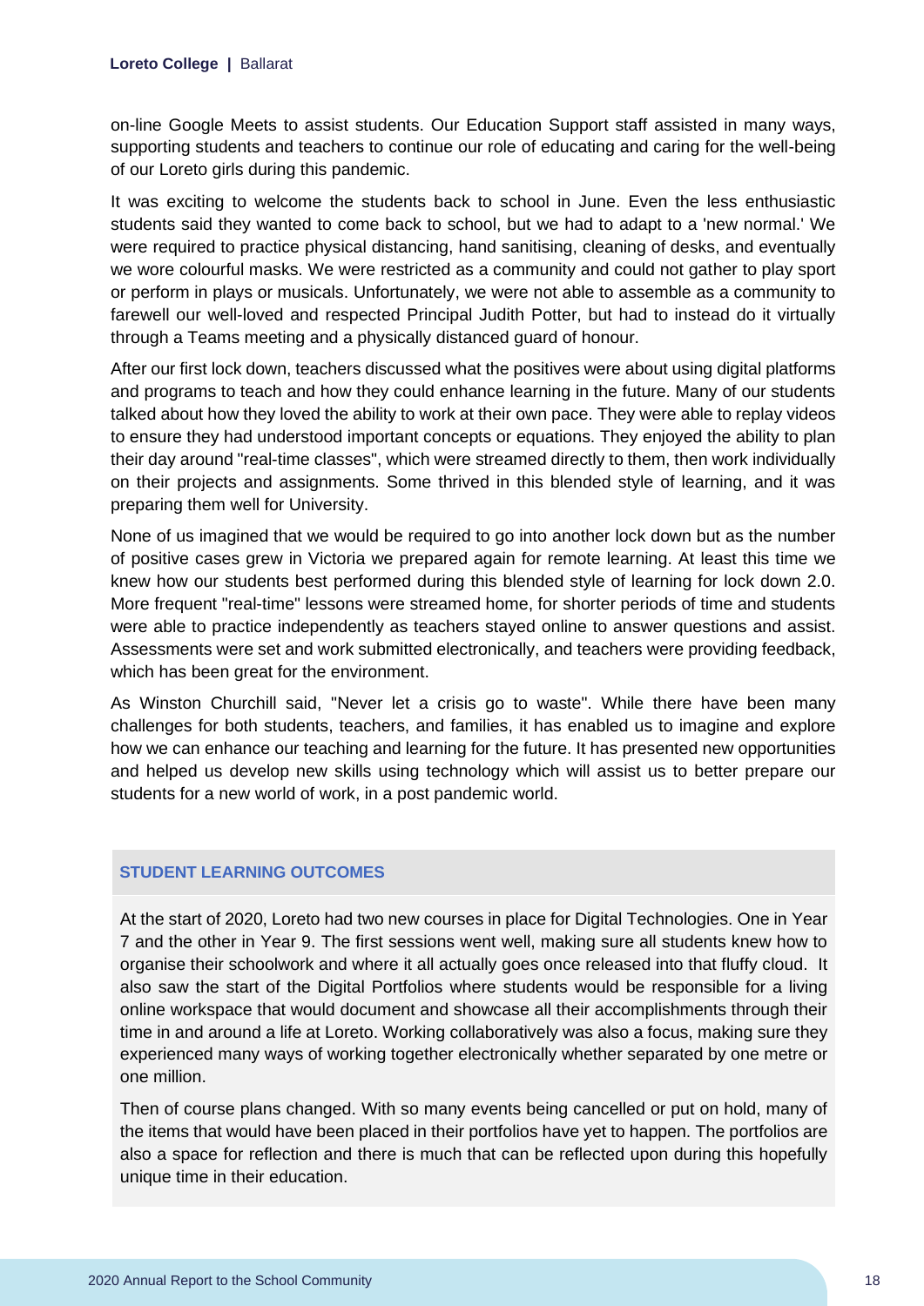on-line Google Meets to assist students. Our Education Support staff assisted in many ways, supporting students and teachers to continue our role of educating and caring for the well-being of our Loreto girls during this pandemic.

It was exciting to welcome the students back to school in June. Even the less enthusiastic students said they wanted to come back to school, but we had to adapt to a 'new normal.' We were required to practice physical distancing, hand sanitising, cleaning of desks, and eventually we wore colourful masks. We were restricted as a community and could not gather to play sport or perform in plays or musicals. Unfortunately, we were not able to assemble as a community to farewell our well-loved and respected Principal Judith Potter, but had to instead do it virtually through a Teams meeting and a physically distanced guard of honour.

After our first lock down, teachers discussed what the positives were about using digital platforms and programs to teach and how they could enhance learning in the future. Many of our students talked about how they loved the ability to work at their own pace. They were able to replay videos to ensure they had understood important concepts or equations. They enjoyed the ability to plan their day around "real-time classes", which were streamed directly to them, then work individually on their projects and assignments. Some thrived in this blended style of learning, and it was preparing them well for University.

None of us imagined that we would be required to go into another lock down but as the number of positive cases grew in Victoria we prepared again for remote learning. At least this time we knew how our students best performed during this blended style of learning for lock down 2.0. More frequent "real-time" lessons were streamed home, for shorter periods of time and students were able to practice independently as teachers stayed online to answer questions and assist. Assessments were set and work submitted electronically, and teachers were providing feedback, which has been great for the environment.

As Winston Churchill said, "Never let a crisis go to waste". While there have been many challenges for both students, teachers, and families, it has enabled us to imagine and explore how we can enhance our teaching and learning for the future. It has presented new opportunities and helped us develop new skills using technology which will assist us to better prepare our students for a new world of work, in a post pandemic world.

## STUDENT LEARNING OUTCOMES

At the start of 2020, Loreto had two new courses in place for Digital Technologies. One in Year 7 and the other in Year 9. The first sessions went well, making sure all students knew how to organise their schoolwork and where it all actually goes once released into that fluffy cloud. It also saw the start of the Digital Portfolios where students would be responsible for a living online workspace that would document and showcase all their accomplishments through their time in and around a life at Loreto. Working collaboratively was also a focus, making sure they experienced many ways of working together electronically whether separated by one metre or one million.

Then of course plans changed. With so many events being cancelled or put on hold, many of the items that would have been placed in their portfolios have yet to happen. The portfolios are also a space for reflection and there is much that can be reflected upon during this hopefully unique time in their education.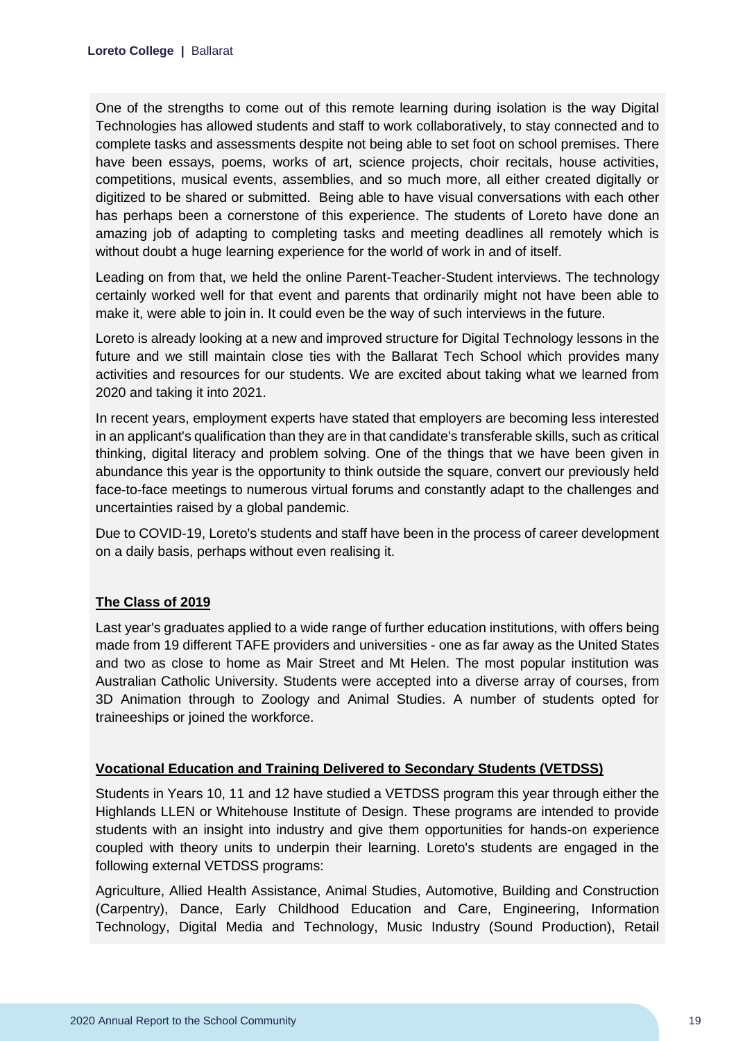One of the strengths to come out of this remote learning during isolation is the way Digital Technologies has allowed students and staff to work collaboratively, to stay connected and to complete tasks and assessments despite not being able to set foot on school premises. There have been essays, poems, works of art, science projects, choir recitals, house activities, competitions, musical events, assemblies, and so much more, all either created digitally or digitized to be shared or submitted. Being able to have visual conversations with each other has perhaps been a cornerstone of this experience. The students of Loreto have done an amazing job of adapting to completing tasks and meeting deadlines all remotely which is without doubt a huge learning experience for the world of work in and of itself.

Leading on from that, we held the online Parent-Teacher-Student interviews. The technology certainly worked well for that event and parents that ordinarily might not have been able to make it, were able to join in. It could even be the way of such interviews in the future.

Loreto is already looking at a new and improved structure for Digital Technology lessons in the future and we still maintain close ties with the Ballarat Tech School which provides many activities and resources for our students. We are excited about taking what we learned from 2020 and taking it into 2021.

In recent years, employment experts have stated that employers are becoming less interested in an applicant's qualification than they are in that candidate's transferable skills, such as critical thinking, digital literacy and problem solving. One of the things that we have been given in abundance this year is the opportunity to think outside the square, convert our previously held face-to-face meetings to numerous virtual forums and constantly adapt to the challenges and uncertainties raised by a global pandemic.

Due to COVID-19, Loreto's students and staff have been in the process of career development on a daily basis, perhaps without even realising it.

**The Class of 2019**

Last year's graduates applied to a wide range of further education institutions, with offers being made from 19 different TAFE providers and universities - one as far away as the United States and two as close to home as Mair Street and Mt Helen. The most popular institution was Australian Catholic University. Students were accepted into a diverse array of courses, from 3D Animation through to Zoology and Animal Studies. A number of students opted for traineeships or joined the workforce.

**Vocational Education and Training Delivered to Secondary Students (VETDSS)**

Students in Years 10, 11 and 12 have studied a VETDSS program this year through either the Highlands LLEN or Whitehouse Institute of Design. These programs are intended to provide students with an insight into industry and give them opportunities for hands-on experience coupled with theory units to underpin their learning. Loreto's students are engaged in the following external VETDSS programs:

Agriculture, Allied Health Assistance, Animal Studies, Automotive, Building and Construction (Carpentry), Dance, Early Childhood Education and Care, Engineering, Information Technology, Digital Media and Technology, Music Industry (Sound Production), Retail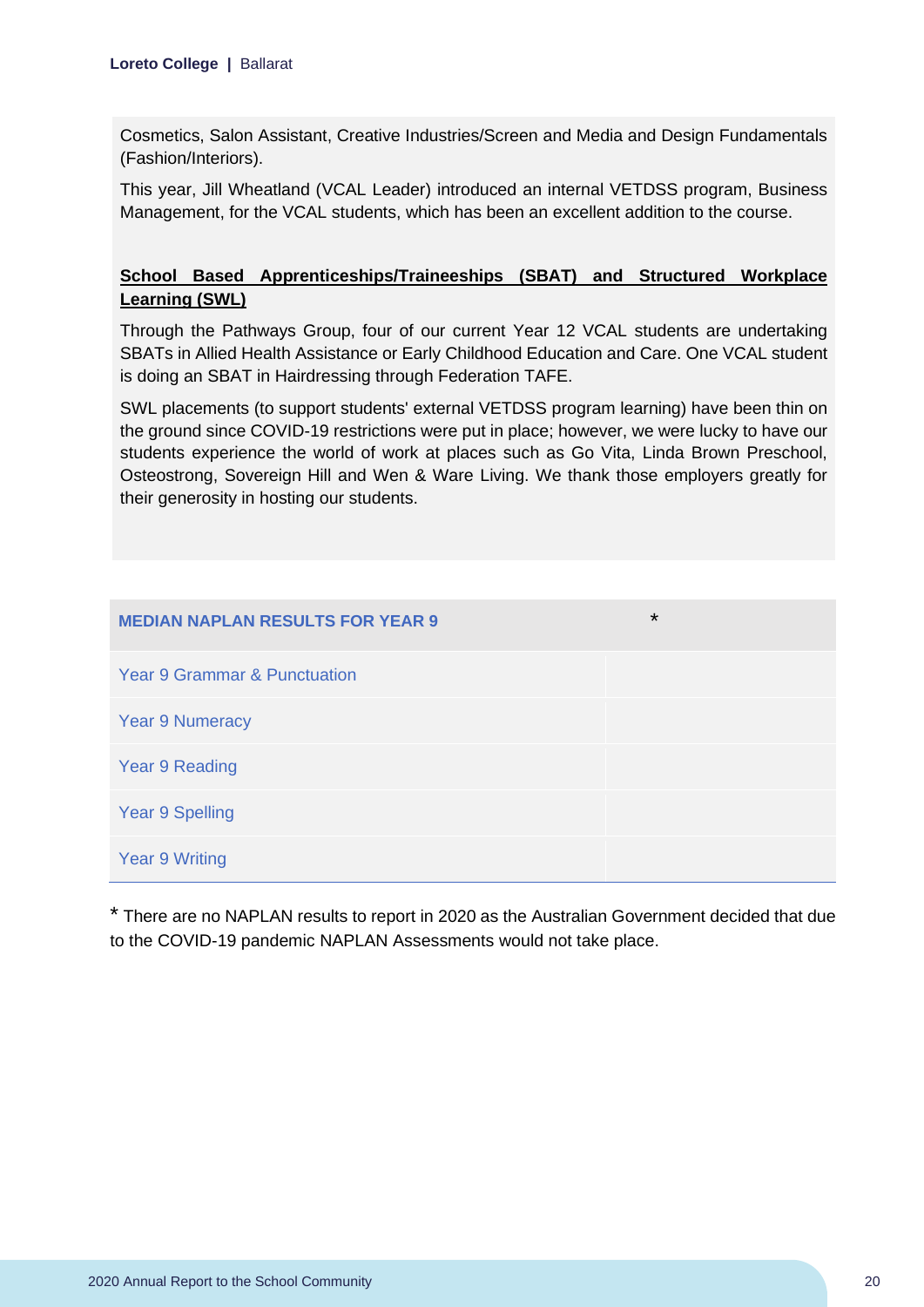Cosmetics, Salon Assistant, Creative Industries/Screen and Media and Design Fundamentals (Fashion/Interiors).

This year, Jill Wheatland (VCAL Leader) introduced an internal VETDSS program, Business Management, for the VCAL students, which has been an excellent addition to the course.

**School Based Apprenticeships/Traineeships (SBAT) and Structured Workplace Learning (SWL)**

Through the Pathways Group, four of our current Year 12 VCAL students are undertaking SBATs in Allied Health Assistance or Early Childhood Education and Care. One VCAL student is doing an SBAT in Hairdressing through Federation TAFE.

SWL placements (to support students' external VETDSS program learning) have been thin on the ground since COVID-19 restrictions were put in place; however, we were lucky to have our students experience the world of work at places such as Go Vita, Linda Brown Preschool, Osteostrong, Sovereign Hill and Wen & Ware Living. We thank those employers greatly for their generosity in hosting our students.

| MEDIAN NAPLAN RESULTS FOR YEAR 9 | * |
| --- | --- |
| Year 9 Grammar & Punctuation | |
| Year 9 Numeracy | |
| Year 9 Reading | |
| Year 9 Spelling | |
| Year 9 Writing | |

* There are no NAPLAN results to report in 2020 as the Australian Government decided that due to the COVID-19 pandemic NAPLAN Assessments would not take place.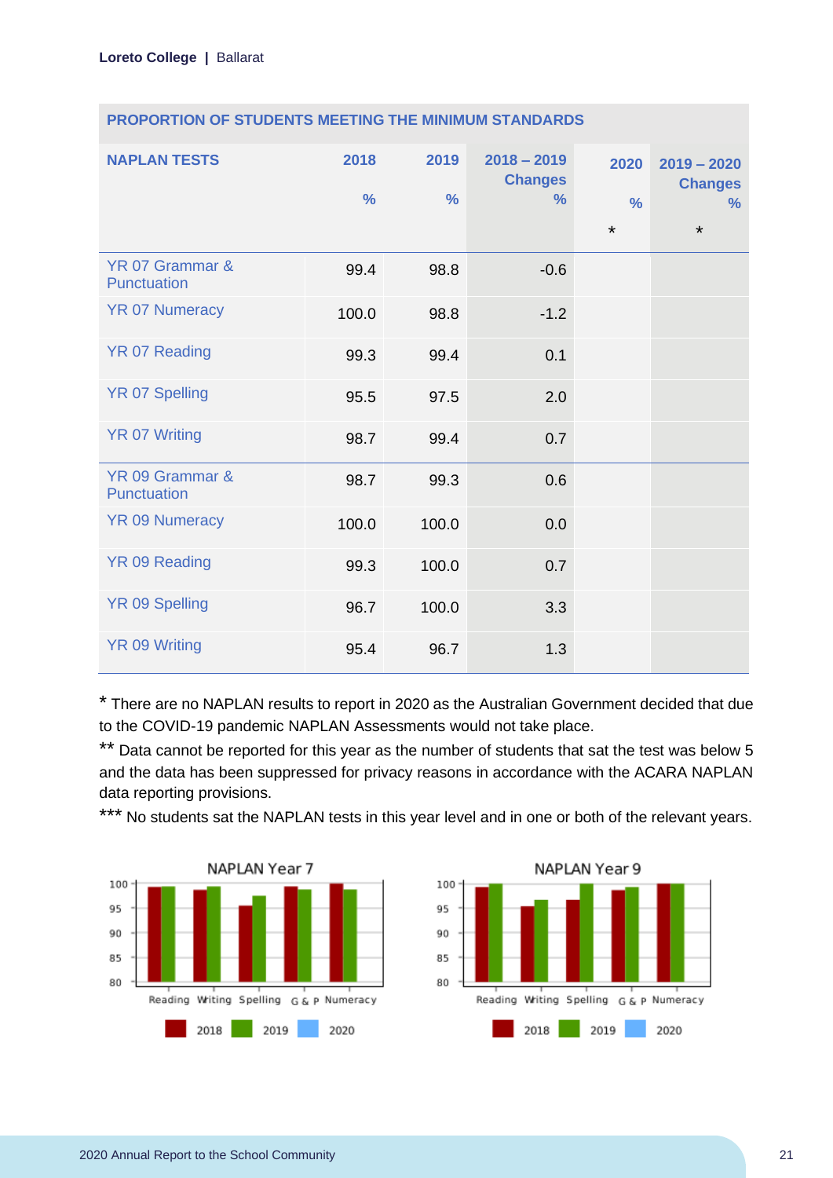| PROPORTION OF STUDENTS MEETING THE MINIMUM STANDARDS | | | | | |
|---|---|---|---|---|---|
| **NAPLAN TESTS** | **2018 %** | **2019 %** | **2018 – 2019 Changes %** | **2020 % *** | **2019 – 2020 Changes % *** |
| YR 07 Grammar & Punctuation | 99.4 | 98.8 | -0.6 | | |
| YR 07 Numeracy | 100.0 | 98.8 | -1.2 | | |
| YR 07 Reading | 99.3 | 99.4 | 0.1 | | |
| YR 07 Spelling | 95.5 | 97.5 | 2.0 | | |
| YR 07 Writing | 98.7 | 99.4 | 0.7 | | |
| YR 09 Grammar & Punctuation | 98.7 | 99.3 | 0.6 | | |
| YR 09 Numeracy | 100.0 | 100.0 | 0.0 | | |
| YR 09 Reading | 99.3 | 100.0 | 0.7 | | |
| YR 09 Spelling | 96.7 | 100.0 | 3.3 | | |
| YR 09 Writing | 95.4 | 96.7 | 1.3 | | |

\* There are no NAPLAN results to report in 2020 as the Australian Government decided that due to the COVID-19 pandemic NAPLAN Assessments would not take place.

\** Data cannot be reported for this year as the number of students that sat the test was below 5 and the data has been suppressed for privacy reasons in accordance with the ACARA NAPLAN data reporting provisions.

\*** No students sat the NAPLAN tests in this year level and in one or both of the relevant years.

NAPLAN Year 7

NAPLAN Year 9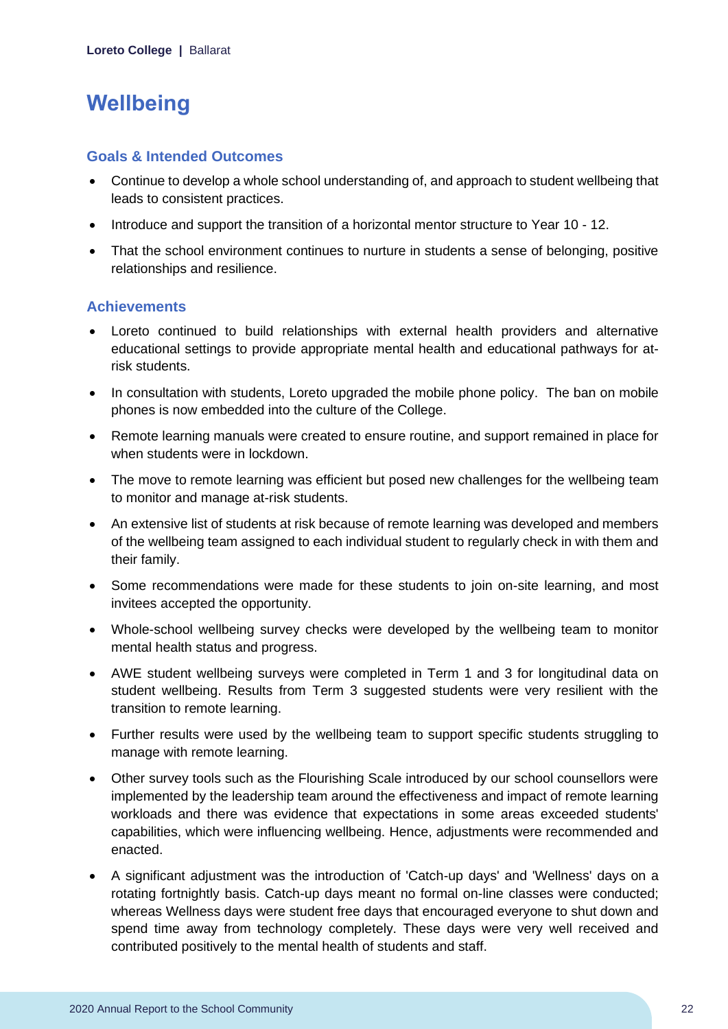# Wellbeing

## Goals & Intended Outcomes

- Continue to develop a whole school understanding of, and approach to student wellbeing that leads to consistent practices.
- Introduce and support the transition of a horizontal mentor structure to Year 10 - 12.
- That the school environment continues to nurture in students a sense of belonging, positive relationships and resilience.

## Achievements

- Loreto continued to build relationships with external health providers and alternative educational settings to provide appropriate mental health and educational pathways for at-risk students.
- In consultation with students, Loreto upgraded the mobile phone policy. The ban on mobile phones is now embedded into the culture of the College.
- Remote learning manuals were created to ensure routine, and support remained in place for when students were in lockdown.
- The move to remote learning was efficient but posed new challenges for the wellbeing team to monitor and manage at-risk students.
- An extensive list of students at risk because of remote learning was developed and members of the wellbeing team assigned to each individual student to regularly check in with them and their family.
- Some recommendations were made for these students to join on-site learning, and most invitees accepted the opportunity.
- Whole-school wellbeing survey checks were developed by the wellbeing team to monitor mental health status and progress.
- AWE student wellbeing surveys were completed in Term 1 and 3 for longitudinal data on student wellbeing. Results from Term 3 suggested students were very resilient with the transition to remote learning.
- Further results were used by the wellbeing team to support specific students struggling to manage with remote learning.
- Other survey tools such as the Flourishing Scale introduced by our school counsellors were implemented by the leadership team around the effectiveness and impact of remote learning workloads and there was evidence that expectations in some areas exceeded students' capabilities, which were influencing wellbeing. Hence, adjustments were recommended and enacted.
- A significant adjustment was the introduction of 'Catch-up days' and 'Wellness' days on a rotating fortnightly basis. Catch-up days meant no formal on-line classes were conducted; whereas Wellness days were student free days that encouraged everyone to shut down and spend time away from technology completely. These days were very well received and contributed positively to the mental health of students and staff.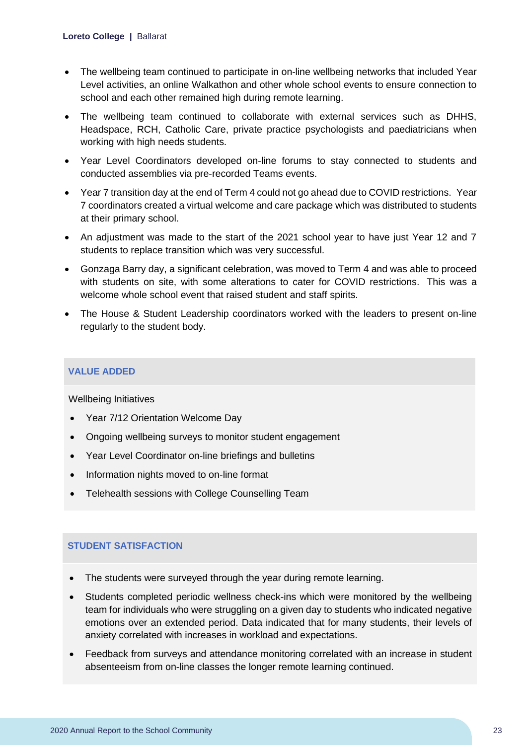- The wellbeing team continued to participate in on-line wellbeing networks that included Year Level activities, an online Walkathon and other whole school events to ensure connection to school and each other remained high during remote learning.
- The wellbeing team continued to collaborate with external services such as DHHS, Headspace, RCH, Catholic Care, private practice psychologists and paediatricians when working with high needs students.
- Year Level Coordinators developed on-line forums to stay connected to students and conducted assemblies via pre-recorded Teams events.
- Year 7 transition day at the end of Term 4 could not go ahead due to COVID restrictions. Year 7 coordinators created a virtual welcome and care package which was distributed to students at their primary school.
- An adjustment was made to the start of the 2021 school year to have just Year 12 and 7 students to replace transition which was very successful.
- Gonzaga Barry day, a significant celebration, was moved to Term 4 and was able to proceed with students on site, with some alterations to cater for COVID restrictions. This was a welcome whole school event that raised student and staff spirits.
- The House & Student Leadership coordinators worked with the leaders to present on-line regularly to the student body.

## VALUE ADDED

Wellbeing Initiatives

- Year 7/12 Orientation Welcome Day
- Ongoing wellbeing surveys to monitor student engagement
- Year Level Coordinator on-line briefings and bulletins
- Information nights moved to on-line format
- Telehealth sessions with College Counselling Team

## STUDENT SATISFACTION

- The students were surveyed through the year during remote learning.
- Students completed periodic wellness check-ins which were monitored by the wellbeing team for individuals who were struggling on a given day to students who indicated negative emotions over an extended period. Data indicated that for many students, their levels of anxiety correlated with increases in workload and expectations.
- Feedback from surveys and attendance monitoring correlated with an increase in student absenteeism from on-line classes the longer remote learning continued.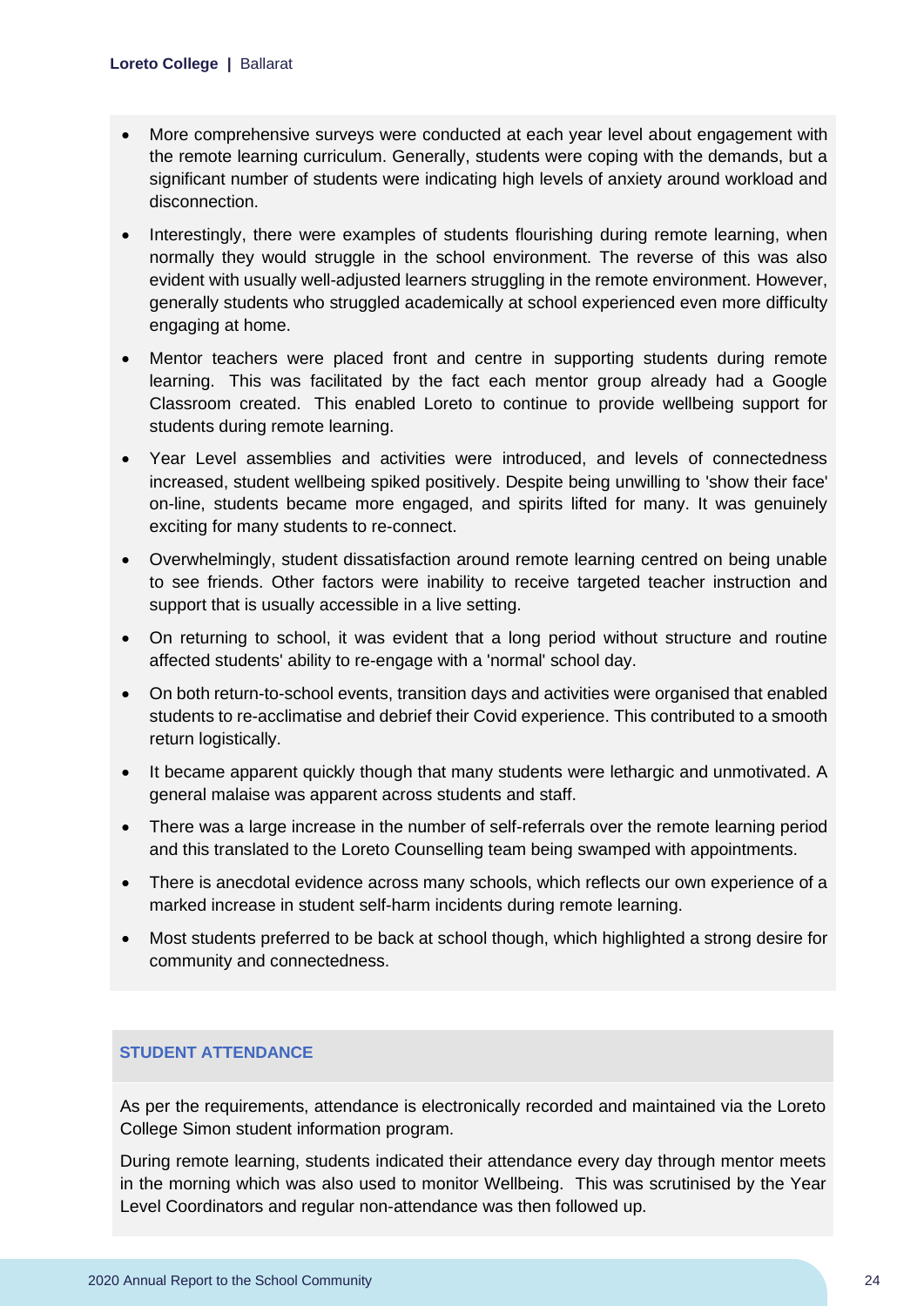- More comprehensive surveys were conducted at each year level about engagement with the remote learning curriculum. Generally, students were coping with the demands, but a significant number of students were indicating high levels of anxiety around workload and disconnection.
- Interestingly, there were examples of students flourishing during remote learning, when normally they would struggle in the school environment. The reverse of this was also evident with usually well-adjusted learners struggling in the remote environment. However, generally students who struggled academically at school experienced even more difficulty engaging at home.
- Mentor teachers were placed front and centre in supporting students during remote learning. This was facilitated by the fact each mentor group already had a Google Classroom created. This enabled Loreto to continue to provide wellbeing support for students during remote learning.
- Year Level assemblies and activities were introduced, and levels of connectedness increased, student wellbeing spiked positively. Despite being unwilling to 'show their face' on-line, students became more engaged, and spirits lifted for many. It was genuinely exciting for many students to re-connect.
- Overwhelmingly, student dissatisfaction around remote learning centred on being unable to see friends. Other factors were inability to receive targeted teacher instruction and support that is usually accessible in a live setting.
- On returning to school, it was evident that a long period without structure and routine affected students' ability to re-engage with a 'normal' school day.
- On both return-to-school events, transition days and activities were organised that enabled students to re-acclimatise and debrief their Covid experience. This contributed to a smooth return logistically.
- It became apparent quickly though that many students were lethargic and unmotivated. A general malaise was apparent across students and staff.
- There was a large increase in the number of self-referrals over the remote learning period and this translated to the Loreto Counselling team being swamped with appointments.
- There is anecdotal evidence across many schools, which reflects our own experience of a marked increase in student self-harm incidents during remote learning.
- Most students preferred to be back at school though, which highlighted a strong desire for community and connectedness.

## STUDENT ATTENDANCE

As per the requirements, attendance is electronically recorded and maintained via the Loreto College Simon student information program.

During remote learning, students indicated their attendance every day through mentor meets in the morning which was also used to monitor Wellbeing. This was scrutinised by the Year Level Coordinators and regular non-attendance was then followed up.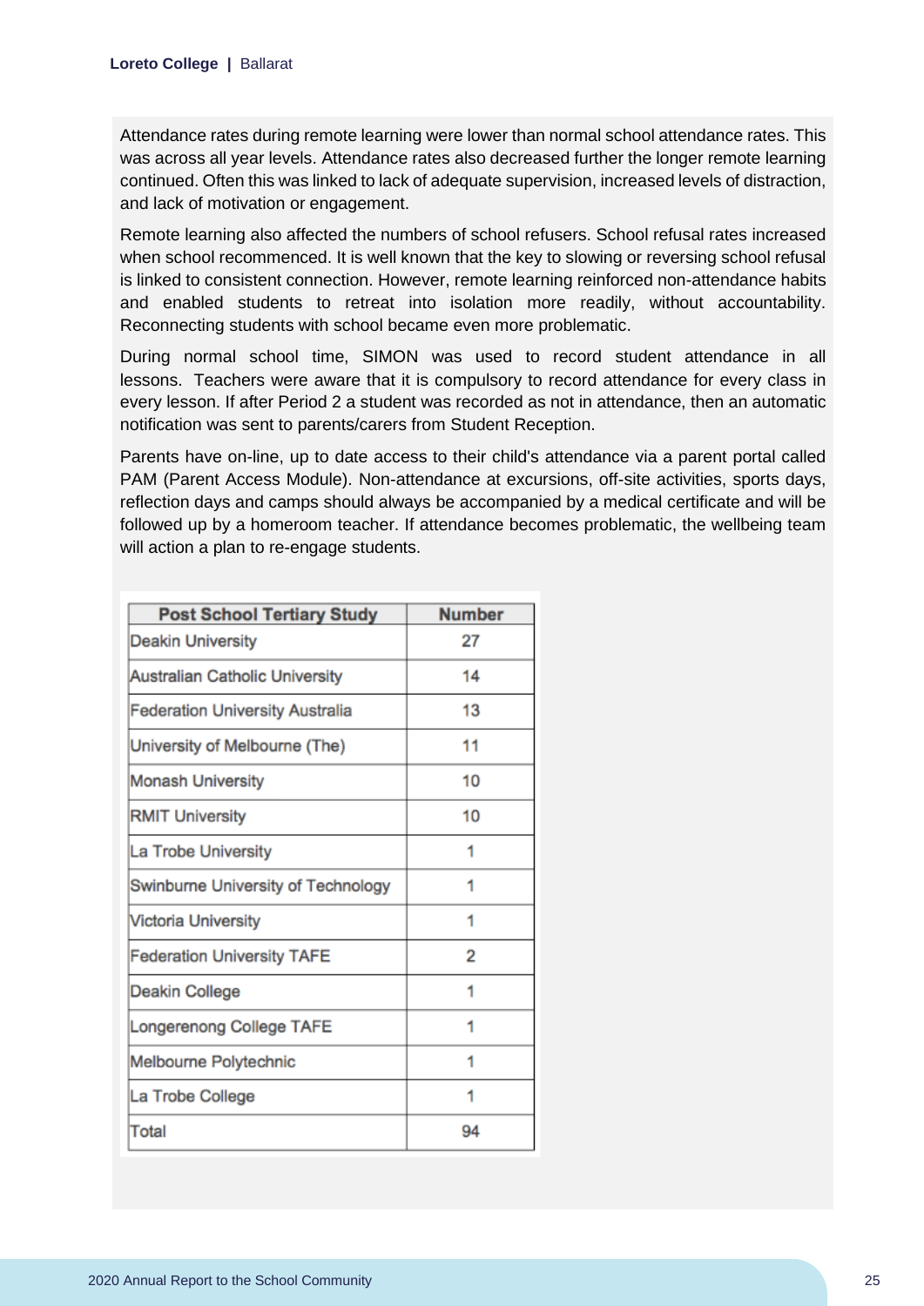Attendance rates during remote learning were lower than normal school attendance rates. This was across all year levels. Attendance rates also decreased further the longer remote learning continued. Often this was linked to lack of adequate supervision, increased levels of distraction, and lack of motivation or engagement.

Remote learning also affected the numbers of school refusers. School refusal rates increased when school recommenced. It is well known that the key to slowing or reversing school refusal is linked to consistent connection. However, remote learning reinforced non-attendance habits and enabled students to retreat into isolation more readily, without accountability. Reconnecting students with school became even more problematic.

During normal school time, SIMON was used to record student attendance in all lessons. Teachers were aware that it is compulsory to record attendance for every class in every lesson. If after Period 2 a student was recorded as not in attendance, then an automatic notification was sent to parents/carers from Student Reception.

Parents have on-line, up to date access to their child's attendance via a parent portal called PAM (Parent Access Module). Non-attendance at excursions, off-site activities, sports days, reflection days and camps should always be accompanied by a medical certificate and will be followed up by a homeroom teacher. If attendance becomes problematic, the wellbeing team will action a plan to re-engage students.

| Post School Tertiary Study | Number |
|---|---|
| Deakin University | 27 |
| Australian Catholic University | 14 |
| Federation University Australia | 13 |
| University of Melbourne (The) | 11 |
| Monash University | 10 |
| RMIT University | 10 |
| La Trobe University | 1 |
| Swinburne University of Technology | 1 |
| Victoria University | 1 |
| Federation University TAFE | 2 |
| Deakin College | 1 |
| Longerenong College TAFE | 1 |
| Melbourne Polytechnic | 1 |
| La Trobe College | 1 |
| Total | 94 |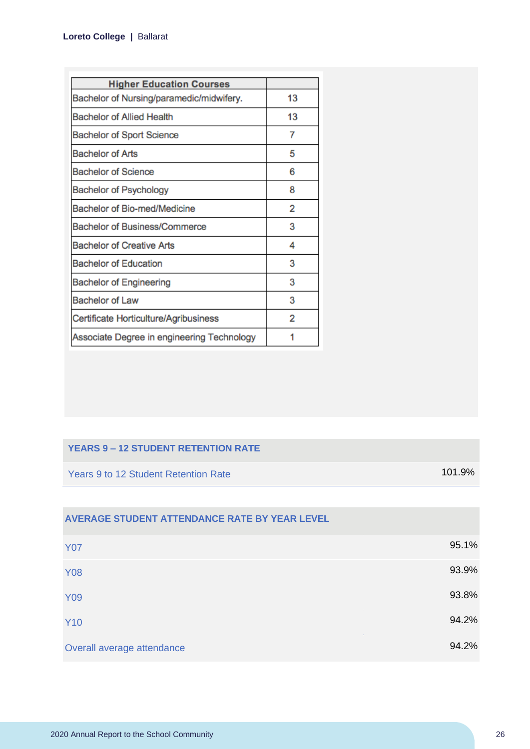| Higher Education Courses | |
|---|---|
| Bachelor of Nursing/paramedic/midwifery. | 13 |
| Bachelor of Allied Health | 13 |
| Bachelor of Sport Science | 7 |
| Bachelor of Arts | 5 |
| Bachelor of Science | 6 |
| Bachelor of Psychology | 8 |
| Bachelor of Bio-med/Medicine | 2 |
| Bachelor of Business/Commerce | 3 |
| Bachelor of Creative Arts | 4 |
| Bachelor of Education | 3 |
| Bachelor of Engineering | 3 |
| Bachelor of Law | 3 |
| Certificate Horticulture/Agribusiness | 2 |
| Associate Degree in engineering Technology | 1 |

| YEARS 9 – 12 STUDENT RETENTION RATE | |
|---|---|
| Years 9 to 12 Student Retention Rate | 101.9% |

| AVERAGE STUDENT ATTENDANCE RATE BY YEAR LEVEL | |
|---|---|
| Y07 | 95.1% |
| Y08 | 93.9% |
| Y09 | 93.8% |
| Y10 | 94.2% |
| Overall average attendance | 94.2% |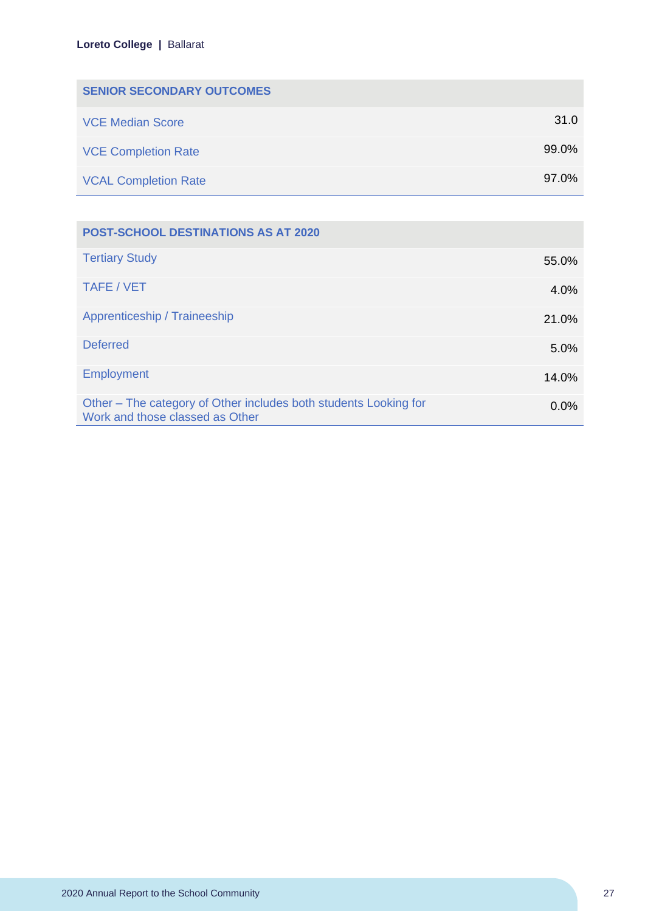| SENIOR SECONDARY OUTCOMES | |
|---|---|
| VCE Median Score | 31.0 |
| VCE Completion Rate | 99.0% |
| VCAL Completion Rate | 97.0% |

| POST-SCHOOL DESTINATIONS AS AT 2020 | |
|---|---|
| Tertiary Study | 55.0% |
| TAFE / VET | 4.0% |
| Apprenticeship / Traineeship | 21.0% |
| Deferred | 5.0% |
| Employment | 14.0% |
| Other – The category of Other includes both students Looking for Work and those classed as Other | 0.0% |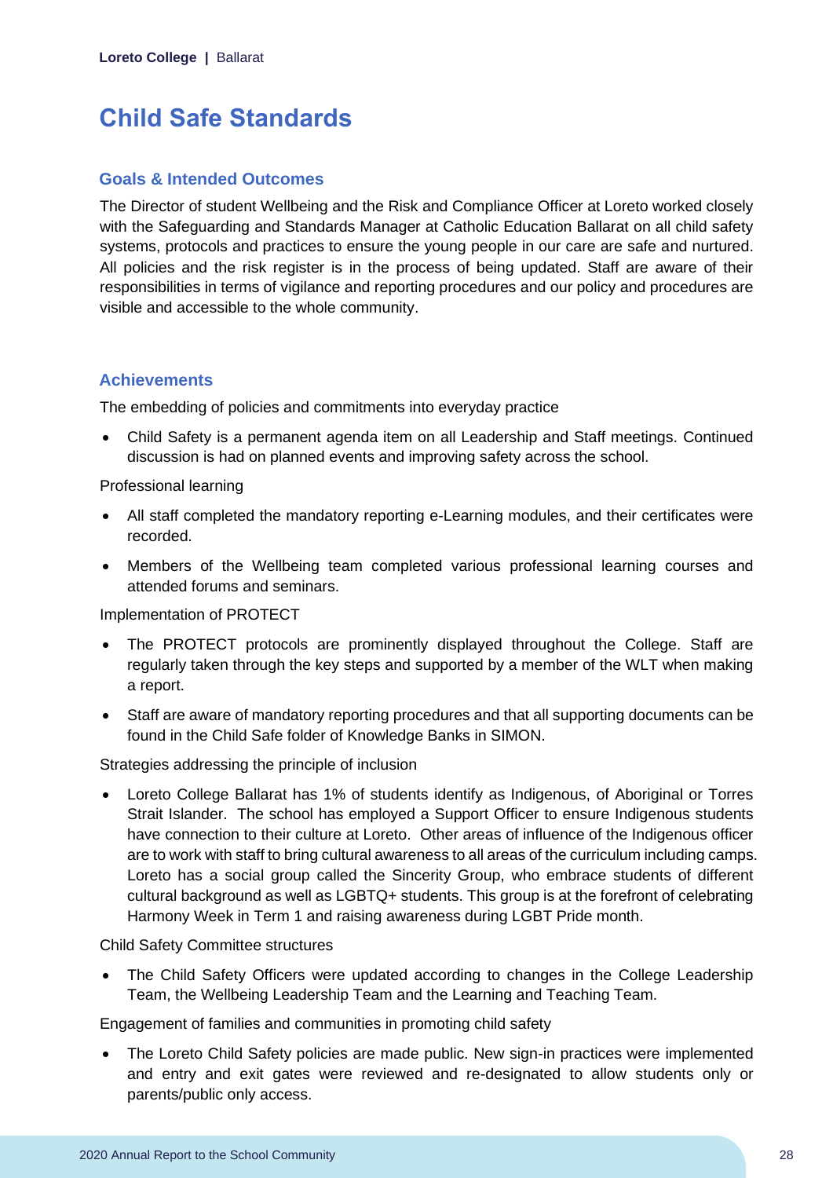# Child Safe Standards

## Goals & Intended Outcomes

The Director of student Wellbeing and the Risk and Compliance Officer at Loreto worked closely with the Safeguarding and Standards Manager at Catholic Education Ballarat on all child safety systems, protocols and practices to ensure the young people in our care are safe and nurtured. All policies and the risk register is in the process of being updated. Staff are aware of their responsibilities in terms of vigilance and reporting procedures and our policy and procedures are visible and accessible to the whole community.

## Achievements

The embedding of policies and commitments into everyday practice

- Child Safety is a permanent agenda item on all Leadership and Staff meetings. Continued discussion is had on planned events and improving safety across the school.

Professional learning

- All staff completed the mandatory reporting e-Learning modules, and their certificates were recorded.
- Members of the Wellbeing team completed various professional learning courses and attended forums and seminars.

Implementation of PROTECT

- The PROTECT protocols are prominently displayed throughout the College. Staff are regularly taken through the key steps and supported by a member of the WLT when making a report.
- Staff are aware of mandatory reporting procedures and that all supporting documents can be found in the Child Safe folder of Knowledge Banks in SIMON.

Strategies addressing the principle of inclusion

- Loreto College Ballarat has 1% of students identify as Indigenous, of Aboriginal or Torres Strait Islander. The school has employed a Support Officer to ensure Indigenous students have connection to their culture at Loreto. Other areas of influence of the Indigenous officer are to work with staff to bring cultural awareness to all areas of the curriculum including camps. Loreto has a social group called the Sincerity Group, who embrace students of different cultural background as well as LGBTQ+ students. This group is at the forefront of celebrating Harmony Week in Term 1 and raising awareness during LGBT Pride month.

Child Safety Committee structures

- The Child Safety Officers were updated according to changes in the College Leadership Team, the Wellbeing Leadership Team and the Learning and Teaching Team.

Engagement of families and communities in promoting child safety

- The Loreto Child Safety policies are made public. New sign-in practices were implemented and entry and exit gates were reviewed and re-designated to allow students only or parents/public only access.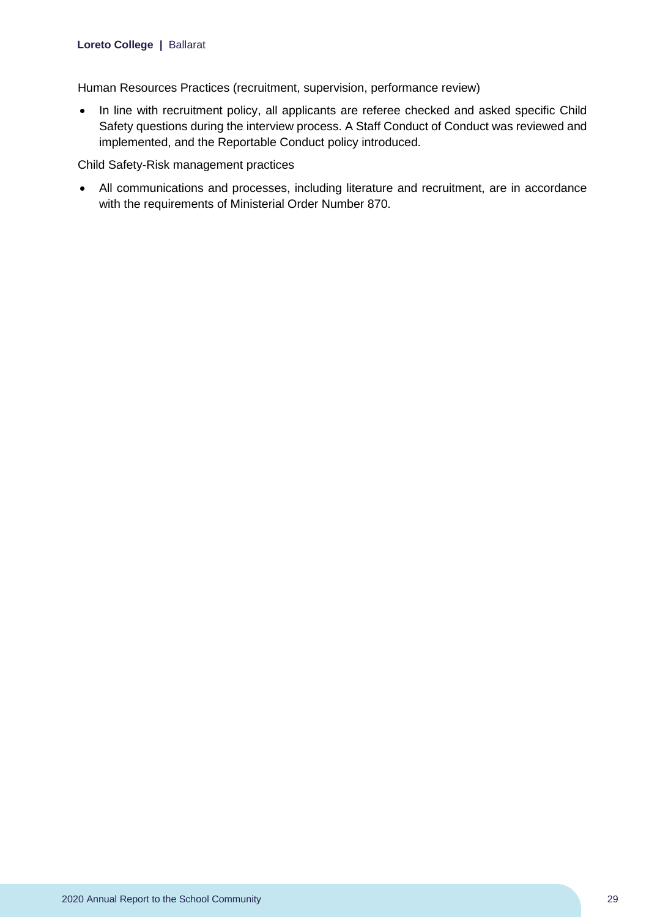Human Resources Practices (recruitment, supervision, performance review)

- In line with recruitment policy, all applicants are referee checked and asked specific Child Safety questions during the interview process. A Staff Conduct of Conduct was reviewed and implemented, and the Reportable Conduct policy introduced.

Child Safety-Risk management practices

- All communications and processes, including literature and recruitment, are in accordance with the requirements of Ministerial Order Number 870.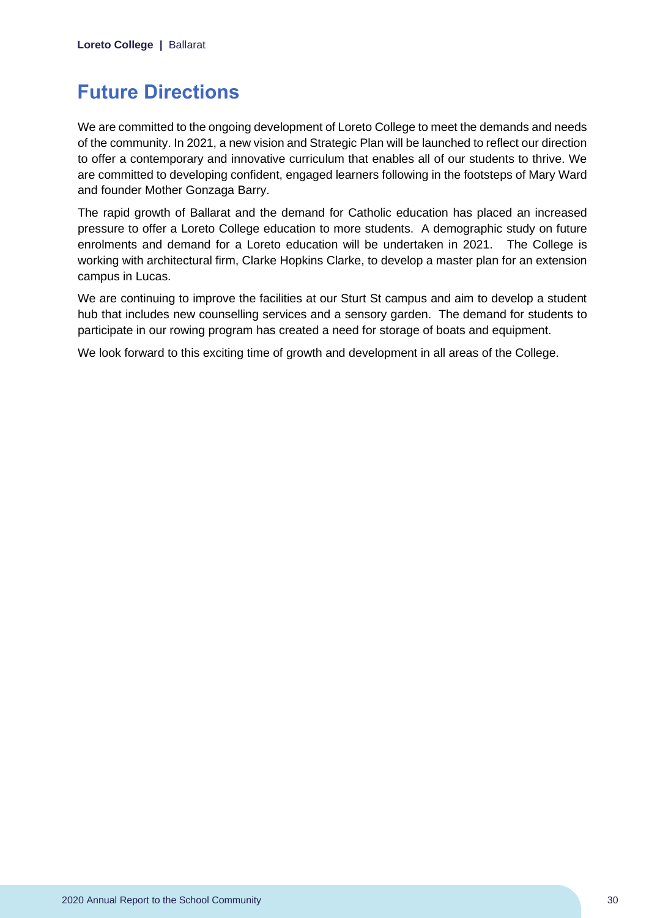# Future Directions

We are committed to the ongoing development of Loreto College to meet the demands and needs of the community. In 2021, a new vision and Strategic Plan will be launched to reflect our direction to offer a contemporary and innovative curriculum that enables all of our students to thrive. We are committed to developing confident, engaged learners following in the footsteps of Mary Ward and founder Mother Gonzaga Barry.

The rapid growth of Ballarat and the demand for Catholic education has placed an increased pressure to offer a Loreto College education to more students. A demographic study on future enrolments and demand for a Loreto education will be undertaken in 2021. The College is working with architectural firm, Clarke Hopkins Clarke, to develop a master plan for an extension campus in Lucas.

We are continuing to improve the facilities at our Sturt St campus and aim to develop a student hub that includes new counselling services and a sensory garden. The demand for students to participate in our rowing program has created a need for storage of boats and equipment.

We look forward to this exciting time of growth and development in all areas of the College.